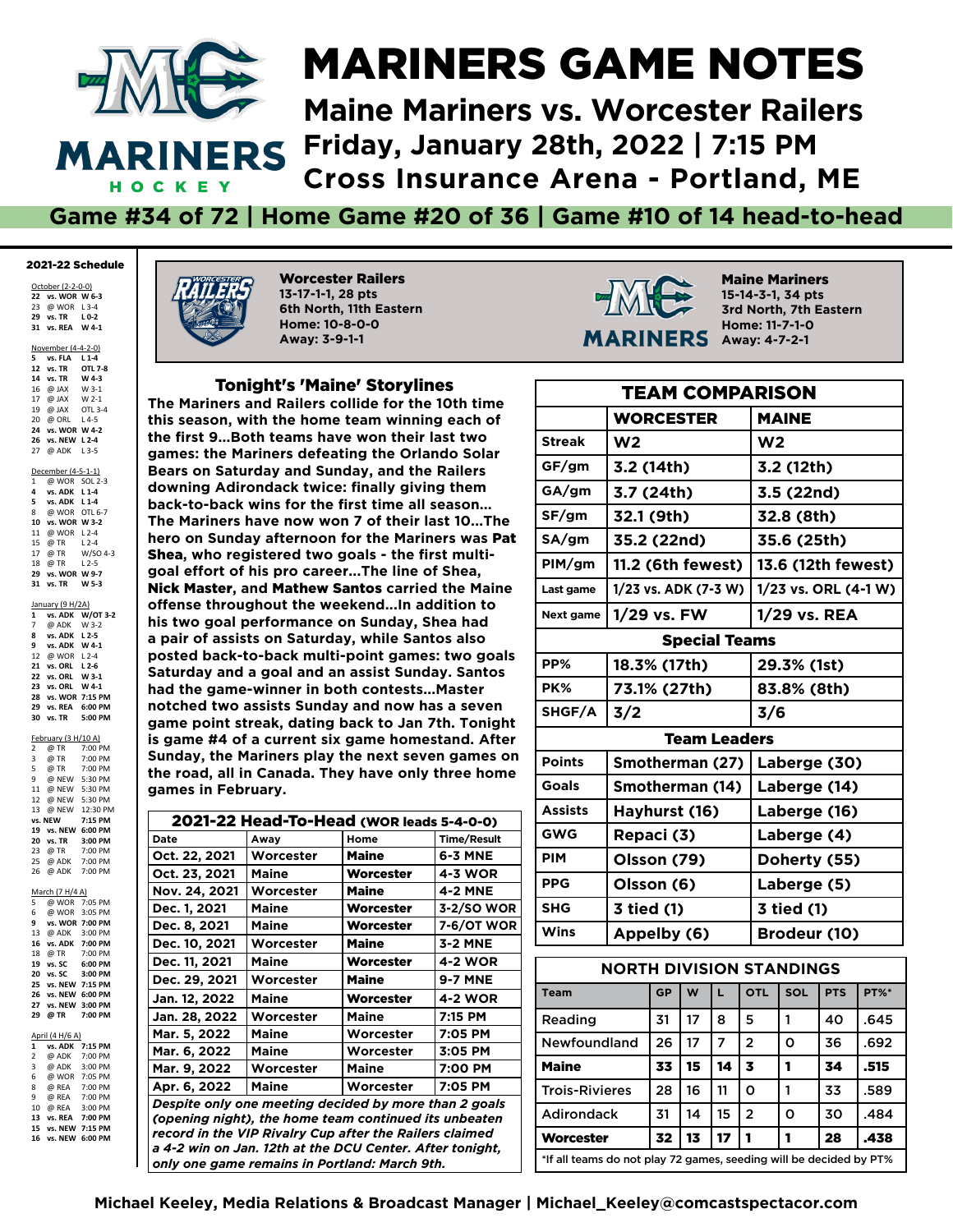# MARINERS GAME NOTES

## Maine Mariners vs. Worcester Railers

## Friday, January 28th, 2022 | 7:15 PM

## Cross Insurance Arena - Portland, ME

**Game #34 of 72 | Home Game #20 of 36 | Game #10 of 14 head-to-head**

### 2021-22 Schedule

**October (2-2-0-0)**
- **22 vs. WOR W 6-3**
- 23 @ WOR L 3-4
- **29 vs. TR L 0-2**
- **31 vs. REA W 4-1**

**November (4-4-2-0)**
- **5 vs. FLA L 1-4**
- **12 vs. TR OTL 7-8**
- **14 vs. TR W 4-3**
- 16 @ JAX W 3-1
- 17 @ JAX W 2-1
- 19 @ JAX OTL 3-4
- 20 @ ORL L 4-5
- **24 vs. WOR W 4-2**
- **26 vs. NEW L 2-4**
- 27 @ ADK L 3-5

**December (4-5-1-1)**
- 1 @ WOR SOL 2-3
- **4 vs. ADK L 1-4**
- **5 vs. ADK L 1-4**
- 8 @ WOR OTL 6-7
- **10 vs. WOR W 3-2**
- 11 @ WOR L 2-4
- 15 @ TR L 2-4
- 17 @ TR W/SO 4-3
- 18 @ TR L 2-5
- **29 vs. WOR W 9-7**
- **31 vs. TR W 5-3**

**January (9 H/2A)**
- **1 vs. ADK W/OT 3-2**
- 7 @ ADK W 3-2
- **8 vs. ADK L 2-5**
- **9 vs. ADK W 4-1**
- 12 @ WOR L 2-4
- **21 vs. ORL L 2-6**
- **22 vs. ORL W 3-1**
- **23 vs. ORL W 4-1**
- **28 vs. WOR 7:15 PM**
- **29 vs. REA 6:00 PM**
- **30 vs. TR 5:00 PM**

**February (3 H/10 A)**
- 2 @ TR 7:00 PM
- 3 @ TR 7:00 PM
- 5 @ TR 7:00 PM
- 9 @ NEW 5:30 PM
- 11 @ NEW 5:30 PM
- 12 @ NEW 5:30 PM
- 13 @ NEW 12:30 PM
- **vs. NEW 7:15 PM**
- **19 vs. NEW 6:00 PM**
- **20 vs. TR 3:00 PM**
- 23 @ TR 7:00 PM
- 25 @ ADK 7:00 PM
- 26 @ ADK 7:00 PM

**March (7 H/4 A)**
- 5 @ WOR 7:05 PM
- 6 @ WOR 3:05 PM
- **9 vs. WOR 7:00 PM**
- 13 @ ADK 3:00 PM
- **16 vs. ADK 7:00 PM**
- 18 @ TR 7:00 PM
- **19 vs. SC 6:00 PM**
- **20 vs. SC 3:00 PM**
- **25 vs. NEW 7:15 PM**
- **26 vs. NEW 6:00 PM**
- **27 vs. NEW 3:00 PM**
- **29 @ TR 7:00 PM**

**April (4 H/6 A)**
- **1 vs. ADK 7:15 PM**
- 2 @ ADK 7:00 PM
- 3 @ ADK 3:00 PM
- 6 @ WOR 7:05 PM
- 8 @ REA 7:00 PM
- 9 @ REA 7:00 PM
- 10 @ REA 3:00 PM
- **13 vs. REA 7:00 PM**
- **15 vs. NEW 7:15 PM**
- **16 vs. NEW 6:00 PM**

**Worcester Railers**
13-17-1-1, 28 pts
6th North, 11th Eastern
Home: 10-8-0-0
Away: 3-9-1-1

**Maine Mariners**
15-14-3-1, 34 pts
3rd North, 7th Eastern
Home: 11-7-1-0
Away: 4-7-2-1

### Tonight's 'Maine' Storylines

The Mariners and Railers collide for the 10th time this season, with the home team winning each of the first 9...Both teams have won their last two games: the Mariners defeating the Orlando Solar Bears on Saturday and Sunday, and the Railers downing Adirondack twice: finally giving them back-to-back wins for the first time all season... The Mariners have now won 7 of their last 10...The hero on Sunday afternoon for the Mariners was **Pat Shea**, who registered two goals - the first multi-goal effort of his pro career...The line of Shea, **Nick Master**, and **Mathew Santos** carried the Maine offense throughout the weekend...In addition to his two goal performance on Sunday, Shea had a pair of assists on Saturday, while Santos also posted back-to-back multi-point games: two goals Saturday and a goal and an assist Sunday. Santos had the game-winner in both contests...Master notched two assists Sunday and now has a seven game point streak, dating back to Jan 7th. Tonight is game #4 of a current six game homestand. After Sunday, the Mariners play the next seven games on the road, all in Canada. They have only three home games in February.

### 2021-22 Head-To-Head (WOR leads 5-4-0-0)

| Date | Away | Home | Time/Result |
|---|---|---|---|
| Oct. 22, 2021 | Worcester | **Maine** | 6-3 MNE |
| Oct. 23, 2021 | Maine | Worcester | 4-3 WOR |
| Nov. 24, 2021 | Worcester | **Maine** | 4-2 MNE |
| Dec. 1, 2021 | Maine | **Worcester** | 3-2/SO WOR |
| Dec. 8, 2021 | Maine | **Worcester** | 7-6/OT WOR |
| Dec. 10, 2021 | Worcester | **Maine** | 3-2 MNE |
| Dec. 11, 2021 | Maine | **Worcester** | 4-2 WOR |
| Dec. 29, 2021 | Worcester | **Maine** | 9-7 MNE |
| Jan. 12, 2022 | Maine | **Worcester** | 4-2 WOR |
| Jan. 28, 2022 | Worcester | Maine | 7:15 PM |
| Mar. 5, 2022 | Maine | Worcester | 7:05 PM |
| Mar. 6, 2022 | Maine | Worcester | 3:05 PM |
| Mar. 9, 2022 | Worcester | Maine | 7:00 PM |
| Apr. 6, 2022 | Maine | Worcester | 7:05 PM |

*Despite only one meeting decided by more than 2 goals (opening night), the home team continued its unbeaten record in the VIP Rivalry Cup after the Railers claimed a 4-2 win on Jan. 12th at the DCU Center. After tonight, only one game remains in Portland: March 9th.*

### TEAM COMPARISON

| | WORCESTER | MAINE |
|---|---|---|
| Streak | W2 | W2 |
| GF/gm | 3.2 (14th) | 3.2 (12th) |
| GA/gm | 3.7 (24th) | 3.5 (22nd) |
| SF/gm | 32.1 (9th) | 32.8 (8th) |
| SA/gm | 35.2 (22nd) | 35.6 (25th) |
| PIM/gm | 11.2 (6th fewest) | 13.6 (12th fewest) |
| Last game | 1/23 vs. ADK (7-3 W) | 1/23 vs. ORL (4-1 W) |
| Next game | 1/29 vs. FW | 1/29 vs. REA |
| **Special Teams** | | |
| PP% | 18.3% (17th) | 29.3% (1st) |
| PK% | 73.1% (27th) | 83.8% (8th) |
| SHGF/A | 3/2 | 3/6 |
| **Team Leaders** | | |
| Points | Smotherman (27) | Laberge (30) |
| Goals | Smotherman (14) | Laberge (14) |
| Assists | Hayhurst (16) | Laberge (16) |
| GWG | Repaci (3) | Laberge (4) |
| PIM | Olsson (79) | Doherty (55) |
| PPG | Olsson (6) | Laberge (5) |
| SHG | 3 tied (1) | 3 tied (1) |
| Wins | Appelby (6) | Brodeur (10) |

### NORTH DIVISION STANDINGS

| Team | GP | W | L | OTL | SOL | PTS | PT%* |
|---|---|---|---|---|---|---|---|
| Reading | 31 | 17 | 8 | 5 | 1 | 40 | .645 |
| Newfoundland | 26 | 17 | 7 | 2 | 0 | 36 | .692 |
| **Maine** | **33** | **15** | **14** | **3** | **1** | **34** | **.515** |
| Trois-Rivieres | 28 | 16 | 11 | 0 | 1 | 33 | .589 |
| Adirondack | 31 | 14 | 15 | 2 | 0 | 30 | .484 |
| **Worcester** | **32** | **13** | **17** | **1** | **1** | **28** | **.438** |

*If all teams do not play 72 games, seeding will be decided by PT%

Michael Keeley, Media Relations & Broadcast Manager | Michael_Keeley@comcastspectacor.com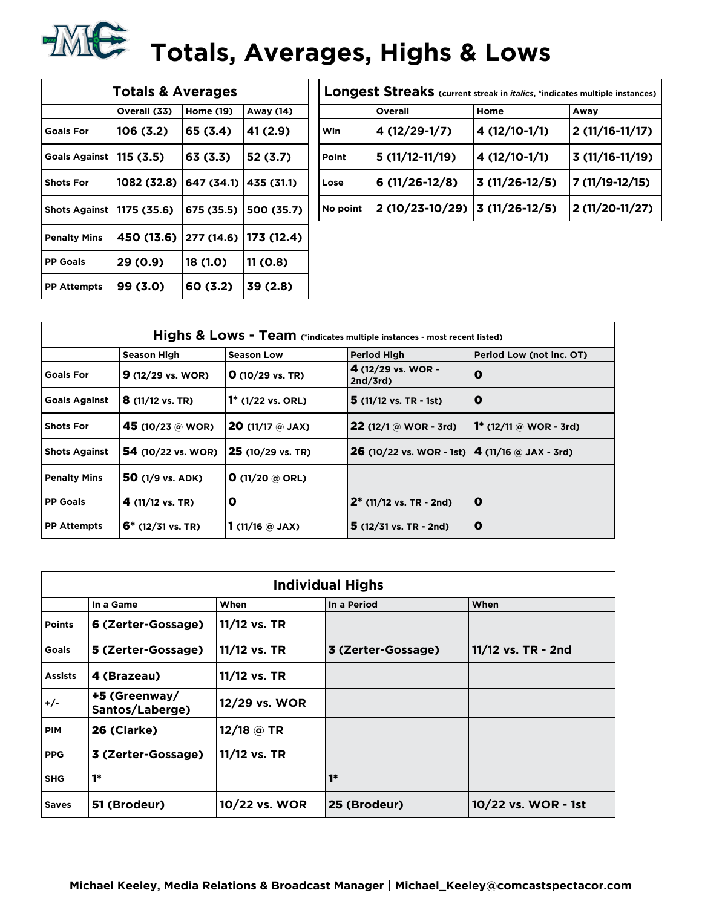# Totals, Averages, Highs & Lows

| Totals & Averages | | | |
|---|---|---|---|
| | Overall (33) | Home (19) | Away (14) |
| Goals For | 106 (3.2) | 65 (3.4) | 41 (2.9) |
| Goals Against | 115 (3.5) | 63 (3.3) | 52 (3.7) |
| Shots For | 1082 (32.8) | 647 (34.1) | 435 (31.1) |
| Shots Against | 1175 (35.6) | 675 (35.5) | 500 (35.7) |
| Penalty Mins | 450 (13.6) | 277 (14.6) | 173 (12.4) |
| PP Goals | 29 (0.9) | 18 (1.0) | 11 (0.8) |
| PP Attempts | 99 (3.0) | 60 (3.2) | 39 (2.8) |

| Longest Streaks (current streak in *italics*, *indicates multiple instances) | | | |
|---|---|---|---|
| | Overall | Home | Away |
| Win | 4 (12/29-1/7) | 4 (12/10-1/1) | 2 (11/16-11/17) |
| Point | 5 (11/12-11/19) | 4 (12/10-1/1) | 3 (11/16-11/19) |
| Lose | 6 (11/26-12/8) | 3 (11/26-12/5) | 7 (11/19-12/15) |
| No point | 2 (10/23-10/29) | 3 (11/26-12/5) | 2 (11/20-11/27) |

| Highs & Lows - Team (*indicates multiple instances - most recent listed) | | | | |
|---|---|---|---|---|
| | Season High | Season Low | Period High | Period Low (not inc. OT) |
| Goals For | 9 (12/29 vs. WOR) | 0 (10/29 vs. TR) | 4 (12/29 vs. WOR - 2nd/3rd) | 0 |
| Goals Against | 8 (11/12 vs. TR) | 1* (1/22 vs. ORL) | 5 (11/12 vs. TR - 1st) | 0 |
| Shots For | 45 (10/23 @ WOR) | 20 (11/17 @ JAX) | 22 (12/1 @ WOR - 3rd) | 1* (12/11 @ WOR - 3rd) |
| Shots Against | 54 (10/22 vs. WOR) | 25 (10/29 vs. TR) | 26 (10/22 vs. WOR - 1st) | 4 (11/16 @ JAX - 3rd) |
| Penalty Mins | 50 (1/9 vs. ADK) | 0 (11/20 @ ORL) | | |
| PP Goals | 4 (11/12 vs. TR) | 0 | 2* (11/12 vs. TR - 2nd) | 0 |
| PP Attempts | 6* (12/31 vs. TR) | 1 (11/16 @ JAX) | 5 (12/31 vs. TR - 2nd) | 0 |

| Individual Highs | | | | |
|---|---|---|---|---|
| | In a Game | When | In a Period | When |
| Points | 6 (Zerter-Gossage) | 11/12 vs. TR | | |
| Goals | 5 (Zerter-Gossage) | 11/12 vs. TR | 3 (Zerter-Gossage) | 11/12 vs. TR - 2nd |
| Assists | 4 (Brazeau) | 11/12 vs. TR | | |
| +/- | +5 (Greenway/ Santos/Laberge) | 12/29 vs. WOR | | |
| PIM | 26 (Clarke) | 12/18 @ TR | | |
| PPG | 3 (Zerter-Gossage) | 11/12 vs. TR | | |
| SHG | 1* | | 1* | |
| Saves | 51 (Brodeur) | 10/22 vs. WOR | 25 (Brodeur) | 10/22 vs. WOR - 1st |

**Michael Keeley, Media Relations & Broadcast Manager | Michael_Keeley@comcastspectacor.com**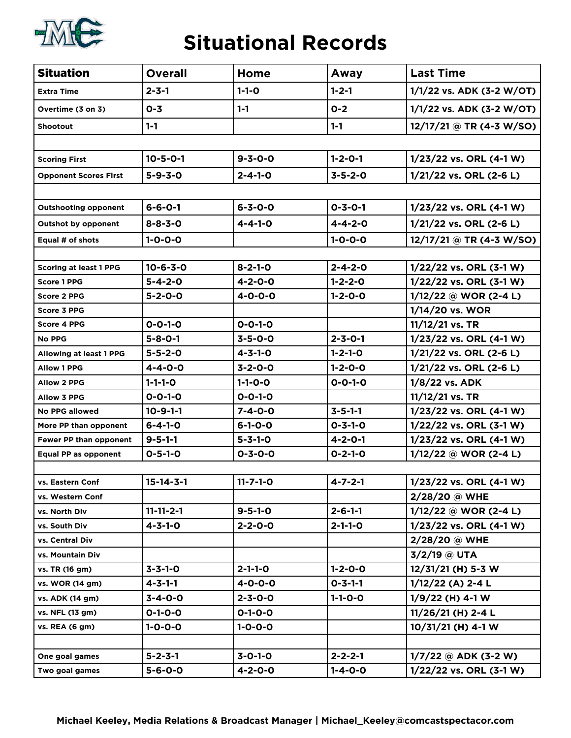# Situational Records

| Situation | Overall | Home | Away | Last Time |
|---|---|---|---|---|
| Extra Time | 2-3-1 | 1-1-0 | 1-2-1 | 1/1/22 vs. ADK (3-2 W/OT) |
| Overtime (3 on 3) | 0-3 | 1-1 | 0-2 | 1/1/22 vs. ADK (3-2 W/OT) |
| Shootout | 1-1 | | 1-1 | 12/17/21 @ TR (4-3 W/SO) |
| | | | | |
| Scoring First | 10-5-0-1 | 9-3-0-0 | 1-2-0-1 | 1/23/22 vs. ORL (4-1 W) |
| Opponent Scores First | 5-9-3-0 | 2-4-1-0 | 3-5-2-0 | 1/21/22 vs. ORL (2-6 L) |
| | | | | |
| Outshooting opponent | 6-6-0-1 | 6-3-0-0 | 0-3-0-1 | 1/23/22 vs. ORL (4-1 W) |
| Outshot by opponent | 8-8-3-0 | 4-4-1-0 | 4-4-2-0 | 1/21/22 vs. ORL (2-6 L) |
| Equal # of shots | 1-0-0-0 | | 1-0-0-0 | 12/17/21 @ TR (4-3 W/SO) |
| | | | | |
| Scoring at least 1 PPG | 10-6-3-0 | 8-2-1-0 | 2-4-2-0 | 1/22/22 vs. ORL (3-1 W) |
| Score 1 PPG | 5-4-2-0 | 4-2-0-0 | 1-2-2-0 | 1/22/22 vs. ORL (3-1 W) |
| Score 2 PPG | 5-2-0-0 | 4-0-0-0 | 1-2-0-0 | 1/12/22 @ WOR (2-4 L) |
| Score 3 PPG | | | | 1/14/20 vs. WOR |
| Score 4 PPG | 0-0-1-0 | 0-0-1-0 | | 11/12/21 vs. TR |
| No PPG | 5-8-0-1 | 3-5-0-0 | 2-3-0-1 | 1/23/22 vs. ORL (4-1 W) |
| Allowing at least 1 PPG | 5-5-2-0 | 4-3-1-0 | 1-2-1-0 | 1/21/22 vs. ORL (2-6 L) |
| Allow 1 PPG | 4-4-0-0 | 3-2-0-0 | 1-2-0-0 | 1/21/22 vs. ORL (2-6 L) |
| Allow 2 PPG | 1-1-1-0 | 1-1-0-0 | 0-0-1-0 | 1/8/22 vs. ADK |
| Allow 3 PPG | 0-0-1-0 | 0-0-1-0 | | 11/12/21 vs. TR |
| No PPG allowed | 10-9-1-1 | 7-4-0-0 | 3-5-1-1 | 1/23/22 vs. ORL (4-1 W) |
| More PP than opponent | 6-4-1-0 | 6-1-0-0 | 0-3-1-0 | 1/22/22 vs. ORL (3-1 W) |
| Fewer PP than opponent | 9-5-1-1 | 5-3-1-0 | 4-2-0-1 | 1/23/22 vs. ORL (4-1 W) |
| Equal PP as opponent | 0-5-1-0 | 0-3-0-0 | 0-2-1-0 | 1/12/22 @ WOR (2-4 L) |
| | | | | |
| vs. Eastern Conf | 15-14-3-1 | 11-7-1-0 | 4-7-2-1 | 1/23/22 vs. ORL (4-1 W) |
| vs. Western Conf | | | | 2/28/20 @ WHE |
| vs. North Div | 11-11-2-1 | 9-5-1-0 | 2-6-1-1 | 1/12/22 @ WOR (2-4 L) |
| vs. South Div | 4-3-1-0 | 2-2-0-0 | 2-1-1-0 | 1/23/22 vs. ORL (4-1 W) |
| vs. Central Div | | | | 2/28/20 @ WHE |
| vs. Mountain Div | | | | 3/2/19 @ UTA |
| vs. TR (16 gm) | 3-3-1-0 | 2-1-1-0 | 1-2-0-0 | 12/31/21 (H) 5-3 W |
| vs. WOR (14 gm) | 4-3-1-1 | 4-0-0-0 | 0-3-1-1 | 1/12/22 (A) 2-4 L |
| vs. ADK (14 gm) | 3-4-0-0 | 2-3-0-0 | 1-1-0-0 | 1/9/22 (H) 4-1 W |
| vs. NFL (13 gm) | 0-1-0-0 | 0-1-0-0 | | 11/26/21 (H) 2-4 L |
| vs. REA (6 gm) | 1-0-0-0 | 1-0-0-0 | | 10/31/21 (H) 4-1 W |
| | | | | |
| One goal games | 5-2-3-1 | 3-0-1-0 | 2-2-2-1 | 1/7/22 @ ADK (3-2 W) |
| Two goal games | 5-6-0-0 | 4-2-0-0 | 1-4-0-0 | 1/22/22 vs. ORL (3-1 W) |

**Michael Keeley, Media Relations & Broadcast Manager | Michael_Keeley@comcastspectacor.com**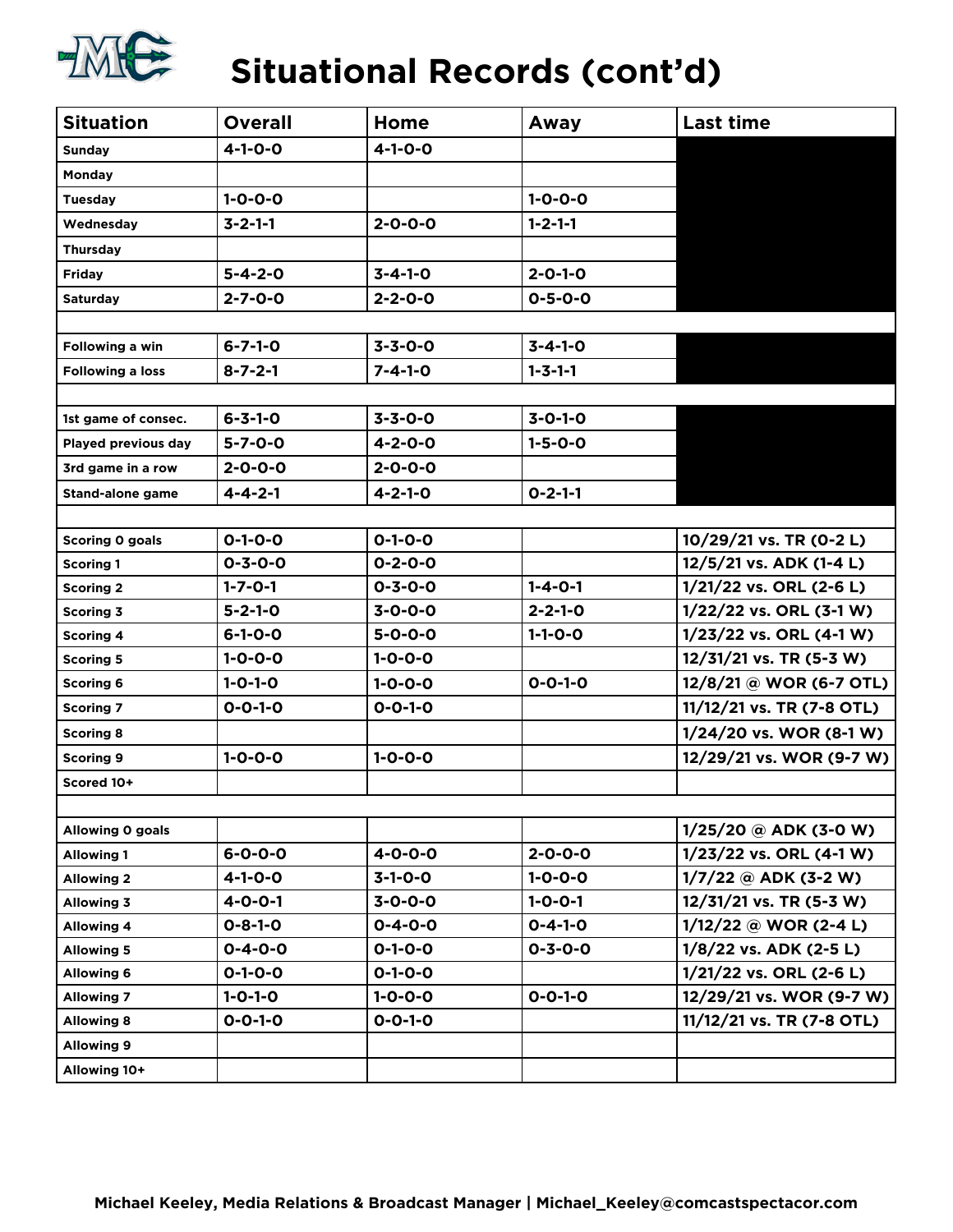# Situational Records (cont'd)

| Situation | Overall | Home | Away | Last time |
|---|---|---|---|---|
| Sunday | 4-1-0-0 | 4-1-0-0 | | |
| Monday | | | | |
| Tuesday | 1-0-0-0 | | 1-0-0-0 | |
| Wednesday | 3-2-1-1 | 2-0-0-0 | 1-2-1-1 | |
| Thursday | | | | |
| Friday | 5-4-2-0 | 3-4-1-0 | 2-0-1-0 | |
| Saturday | 2-7-0-0 | 2-2-0-0 | 0-5-0-0 | |
| | | | | |
| Following a win | 6-7-1-0 | 3-3-0-0 | 3-4-1-0 | |
| Following a loss | 8-7-2-1 | 7-4-1-0 | 1-3-1-1 | |
| | | | | |
| 1st game of consec. | 6-3-1-0 | 3-3-0-0 | 3-0-1-0 | |
| Played previous day | 5-7-0-0 | 4-2-0-0 | 1-5-0-0 | |
| 3rd game in a row | 2-0-0-0 | 2-0-0-0 | | |
| Stand-alone game | 4-4-2-1 | 4-2-1-0 | 0-2-1-1 | |
| | | | | |
| Scoring 0 goals | 0-1-0-0 | 0-1-0-0 | | 10/29/21 vs. TR (0-2 L) |
| Scoring 1 | 0-3-0-0 | 0-2-0-0 | | 12/5/21 vs. ADK (1-4 L) |
| Scoring 2 | 1-7-0-1 | 0-3-0-0 | 1-4-0-1 | 1/21/22 vs. ORL (2-6 L) |
| Scoring 3 | 5-2-1-0 | 3-0-0-0 | 2-2-1-0 | 1/22/22 vs. ORL (3-1 W) |
| Scoring 4 | 6-1-0-0 | 5-0-0-0 | 1-1-0-0 | 1/23/22 vs. ORL (4-1 W) |
| Scoring 5 | 1-0-0-0 | 1-0-0-0 | | 12/31/21 vs. TR (5-3 W) |
| Scoring 6 | 1-0-1-0 | 1-0-0-0 | 0-0-1-0 | 12/8/21 @ WOR (6-7 OTL) |
| Scoring 7 | 0-0-1-0 | 0-0-1-0 | | 11/12/21 vs. TR (7-8 OTL) |
| Scoring 8 | | | | 1/24/20 vs. WOR (8-1 W) |
| Scoring 9 | 1-0-0-0 | 1-0-0-0 | | 12/29/21 vs. WOR (9-7 W) |
| Scored 10+ | | | | |
| | | | | |
| Allowing 0 goals | | | | 1/25/20 @ ADK (3-0 W) |
| Allowing 1 | 6-0-0-0 | 4-0-0-0 | 2-0-0-0 | 1/23/22 vs. ORL (4-1 W) |
| Allowing 2 | 4-1-0-0 | 3-1-0-0 | 1-0-0-0 | 1/7/22 @ ADK (3-2 W) |
| Allowing 3 | 4-0-0-1 | 3-0-0-0 | 1-0-0-1 | 12/31/21 vs. TR (5-3 W) |
| Allowing 4 | 0-8-1-0 | 0-4-0-0 | 0-4-1-0 | 1/12/22 @ WOR (2-4 L) |
| Allowing 5 | 0-4-0-0 | 0-1-0-0 | 0-3-0-0 | 1/8/22 vs. ADK (2-5 L) |
| Allowing 6 | 0-1-0-0 | 0-1-0-0 | | 1/21/22 vs. ORL (2-6 L) |
| Allowing 7 | 1-0-1-0 | 1-0-0-0 | 0-0-1-0 | 12/29/21 vs. WOR (9-7 W) |
| Allowing 8 | 0-0-1-0 | 0-0-1-0 | | 11/12/21 vs. TR (7-8 OTL) |
| Allowing 9 | | | | |
| Allowing 10+ | | | | |

**Michael Keeley, Media Relations & Broadcast Manager | Michael_Keeley@comcastspectacor.com**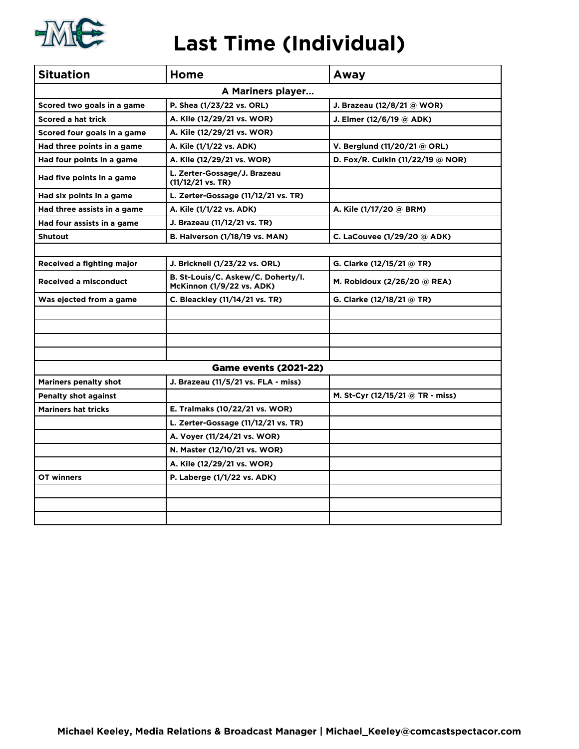# Last Time (Individual)

| Situation | Home | Away |
|---|---|---|
| **A Mariners player...** | | |
| Scored two goals in a game | P. Shea (1/23/22 vs. ORL) | J. Brazeau (12/8/21 @ WOR) |
| Scored a hat trick | A. Kile (12/29/21 vs. WOR) | J. Elmer (12/6/19 @ ADK) |
| Scored four goals in a game | A. Kile (12/29/21 vs. WOR) | |
| Had three points in a game | A. Kile (1/1/22 vs. ADK) | V. Berglund (11/20/21 @ ORL) |
| Had four points in a game | A. Kile (12/29/21 vs. WOR) | D. Fox/R. Culkin (11/22/19 @ NOR) |
| Had five points in a game | L. Zerter-Gossage/J. Brazeau (11/12/21 vs. TR) | |
| Had six points in a game | L. Zerter-Gossage (11/12/21 vs. TR) | |
| Had three assists in a game | A. Kile (1/1/22 vs. ADK) | A. Kile (1/17/20 @ BRM) |
| Had four assists in a game | J. Brazeau (11/12/21 vs. TR) | |
| Shutout | B. Halverson (1/18/19 vs. MAN) | C. LaCouvee (1/29/20 @ ADK) |
| | | |
| Received a fighting major | J. Bricknell (1/23/22 vs. ORL) | G. Clarke (12/15/21 @ TR) |
| Received a misconduct | B. St-Louis/C. Askew/C. Doherty/I. McKinnon (1/9/22 vs. ADK) | M. Robidoux (2/26/20 @ REA) |
| Was ejected from a game | C. Bleackley (11/14/21 vs. TR) | G. Clarke (12/18/21 @ TR) |
| | | |
| | | |
| | | |
| | | |
| **Game events (2021-22)** | | |
| Mariners penalty shot | J. Brazeau (11/5/21 vs. FLA - miss) | |
| Penalty shot against | | M. St-Cyr (12/15/21 @ TR - miss) |
| Mariners hat tricks | E. Tralmaks (10/22/21 vs. WOR) | |
| | L. Zerter-Gossage (11/12/21 vs. TR) | |
| | A. Voyer (11/24/21 vs. WOR) | |
| | N. Master (12/10/21 vs. WOR) | |
| | A. Kile (12/29/21 vs. WOR) | |
| OT winners | P. Laberge (1/1/22 vs. ADK) | |
| | | |
| | | |
| | | |

Michael Keeley, Media Relations & Broadcast Manager | Michael_Keeley@comcastspectacor.com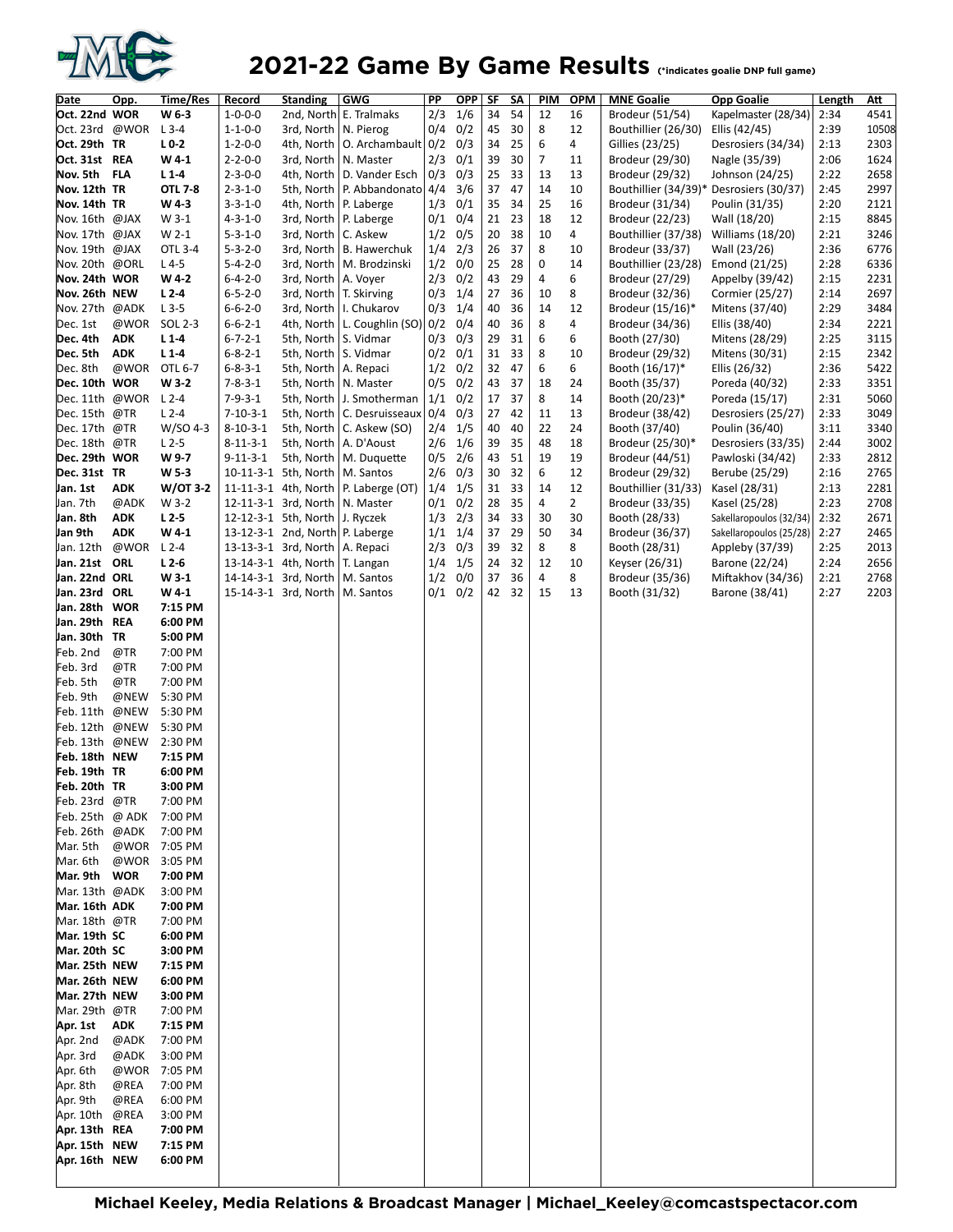# 2021-22 Game By Game Results (*indicates goalie DNP full game)

| Date | Opp. | Time/Res | Record | Standing | GWG | PP | OPP | SF | SA | PIM | OPM | MNE Goalie | Opp Goalie | Length | Att |
|---|---|---|---|---|---|---|---|---|---|---|---|---|---|---|---|
| **Oct. 22nd** | **WOR** | **W 6-3** | 1-0-0-0 | 2nd, North | E. Tralmaks | 2/3 | 1/6 | 34 | 54 | 12 | 16 | Brodeur (51/54) | Kapelmaster (28/34) | 2:34 | 4541 |
| Oct. 23rd | @WOR | L 3-4 | 1-1-0-0 | 3rd, North | N. Pierog | 0/4 | 0/2 | 45 | 30 | 8 | 12 | Bouthillier (26/30) | Ellis (42/45) | 2:39 | 10508 |
| **Oct. 29th** | **TR** | **L 0-2** | 1-2-0-0 | 4th, North | O. Archambault | 0/2 | 0/3 | 34 | 25 | 6 | 4 | Gillies (23/25) | Desrosiers (34/34) | 2:13 | 2303 |
| **Oct. 31st** | **REA** | **W 4-1** | 2-2-0-0 | 3rd, North | N. Master | 2/3 | 0/1 | 39 | 30 | 7 | 11 | Brodeur (29/30) | Nagle (35/39) | 2:06 | 1624 |
| **Nov. 5th** | **FLA** | **L 1-4** | 2-3-0-0 | 4th, North | D. Vander Esch | 0/3 | 0/3 | 25 | 33 | 13 | 13 | Brodeur (29/32) | Johnson (24/25) | 2:22 | 2658 |
| **Nov. 12th** | **TR** | **OTL 7-8** | 2-3-1-0 | 5th, North | P. Abbandonato | 4/4 | 3/6 | 37 | 47 | 14 | 10 | Bouthillier (34/39)* | Desrosiers (30/37) | 2:45 | 2997 |
| **Nov. 14th** | **TR** | **W 4-3** | 3-3-1-0 | 4th, North | P. Laberge | 1/3 | 0/1 | 35 | 34 | 25 | 16 | Brodeur (31/34) | Poulin (31/35) | 2:20 | 2121 |
| Nov. 16th | @JAX | W 3-1 | 4-3-1-0 | 3rd, North | P. Laberge | 0/1 | 0/4 | 21 | 23 | 18 | 12 | Brodeur (22/23) | Wall (18/20) | 2:15 | 8845 |
| Nov. 17th | @JAX | W 2-1 | 5-3-1-0 | 3rd, North | C. Askew | 1/2 | 0/5 | 20 | 38 | 10 | 4 | Bouthillier (37/38) | Williams (18/20) | 2:21 | 3246 |
| Nov. 19th | @JAX | OTL 3-4 | 5-3-2-0 | 3rd, North | B. Hawerchuk | 1/4 | 2/3 | 26 | 37 | 8 | 10 | Brodeur (33/37) | Wall (23/26) | 2:36 | 6776 |
| Nov. 20th | @ORL | L 4-5 | 5-4-2-0 | 3rd, North | M. Brodzinski | 1/2 | 0/0 | 25 | 28 | 0 | 14 | Bouthillier (23/28) | Emond (21/25) | 2:28 | 6336 |
| **Nov. 24th** | **WOR** | **W 4-2** | 6-4-2-0 | 3rd, North | A. Voyer | 2/3 | 0/2 | 43 | 29 | 4 | 6 | Brodeur (27/29) | Appelby (39/42) | 2:15 | 2231 |
| **Nov. 26th** | **NEW** | **L 2-4** | 6-5-2-0 | 3rd, North | T. Skirving | 0/3 | 1/4 | 27 | 36 | 10 | 8 | Brodeur (32/36) | Cormier (25/27) | 2:14 | 2697 |
| Nov. 27th | @ADK | L 3-5 | 6-6-2-0 | 3rd, North | I. Chukarov | 0/3 | 1/4 | 40 | 36 | 14 | 12 | Brodeur (15/16)* | Mitens (37/40) | 2:29 | 3484 |
| Dec. 1st | @WOR | SOL 2-3 | 6-6-2-1 | 4th, North | L. Coughlin (SO) | 0/2 | 0/4 | 40 | 36 | 8 | 4 | Brodeur (34/36) | Ellis (38/40) | 2:34 | 2221 |
| **Dec. 4th** | **ADK** | **L 1-4** | 6-7-2-1 | 5th, North | S. Vidmar | 0/3 | 0/3 | 29 | 31 | 6 | 6 | Booth (27/30) | Mitens (28/29) | 2:25 | 3115 |
| **Dec. 5th** | **ADK** | **L 1-4** | 6-8-2-1 | 5th, North | S. Vidmar | 0/2 | 0/1 | 31 | 33 | 8 | 10 | Brodeur (29/32) | Mitens (30/31) | 2:15 | 2342 |
| Dec. 8th | @WOR | OTL 6-7 | 6-8-3-1 | 5th, North | A. Repaci | 1/2 | 0/2 | 32 | 47 | 6 | 6 | Booth (16/17)* | Ellis (26/32) | 2:36 | 5422 |
| **Dec. 10th** | **WOR** | **W 3-2** | 7-8-3-1 | 5th, North | N. Master | 0/5 | 0/2 | 43 | 37 | 18 | 24 | Booth (35/37) | Poreda (40/32) | 2:33 | 3351 |
| Dec. 11th | @WOR | L 2-4 | 7-9-3-1 | 5th, North | J. Smotherman | 1/1 | 0/2 | 17 | 37 | 8 | 14 | Booth (20/23)* | Poreda (15/17) | 2:31 | 5060 |
| Dec. 15th | @TR | L 2-4 | 7-10-3-1 | 5th, North | C. Desruisseaux | 0/4 | 0/3 | 27 | 42 | 11 | 13 | Brodeur (38/42) | Desrosiers (25/27) | 2:33 | 3049 |
| Dec. 17th | @TR | W/SO 4-3 | 8-10-3-1 | 5th, North | C. Askew (SO) | 2/4 | 1/5 | 40 | 40 | 22 | 24 | Booth (37/40) | Poulin (36/40) | 3:11 | 3340 |
| Dec. 18th | @TR | L 2-5 | 8-11-3-1 | 5th, North | A. D'Aoust | 2/6 | 1/6 | 39 | 35 | 48 | 18 | Brodeur (25/30)* | Desrosiers (33/35) | 2:44 | 3002 |
| **Dec. 29th** | **WOR** | **W 9-7** | 9-11-3-1 | 5th, North | M. Duquette | 0/5 | 2/6 | 43 | 51 | 19 | 19 | Brodeur (44/51) | Pawloski (34/42) | 2:33 | 2812 |
| **Dec. 31st** | **TR** | **W 5-3** | 10-11-3-1 | 5th, North | M. Santos | 2/6 | 0/3 | 30 | 32 | 6 | 12 | Brodeur (29/32) | Berube (25/29) | 2:16 | 2765 |
| **Jan. 1st** | **ADK** | **W/OT 3-2** | 11-11-3-1 | 4th, North | P. Laberge (OT) | 1/4 | 1/5 | 31 | 33 | 14 | 12 | Bouthillier (31/33) | Kasel (28/31) | 2:13 | 2281 |
| Jan. 7th | @ADK | W 3-2 | 12-11-3-1 | 3rd, North | N. Master | 0/1 | 0/2 | 28 | 35 | 4 | 2 | Brodeur (33/35) | Kasel (25/28) | 2:23 | 2708 |
| **Jan. 8th** | **ADK** | **L 2-5** | 12-12-3-1 | 5th, North | J. Ryczek | 1/3 | 2/3 | 34 | 33 | 30 | 30 | Booth (28/33) | Sakellaropoulos (32/34) | 2:32 | 2671 |
| **Jan 9th** | **ADK** | **W 4-1** | 13-12-3-1 | 2nd, North | P. Laberge | 1/1 | 1/4 | 37 | 29 | 50 | 34 | Brodeur (36/37) | Sakellaropoulos (25/28) | 2:27 | 2465 |
| Jan. 12th | @WOR | L 2-4 | 13-13-3-1 | 3rd, North | A. Repaci | 2/3 | 0/3 | 39 | 32 | 8 | 8 | Booth (28/31) | Appleby (37/39) | 2:25 | 2013 |
| **Jan. 21st** | **ORL** | **L 2-6** | 13-14-3-1 | 4th, North | T. Langan | 1/4 | 1/5 | 24 | 32 | 12 | 10 | Keyser (26/31) | Barone (22/24) | 2:24 | 2656 |
| **Jan. 22nd** | **ORL** | **W 3-1** | 14-14-3-1 | 3rd, North | M. Santos | 1/2 | 0/0 | 37 | 36 | 4 | 8 | Brodeur (35/36) | Miftakhov (34/36) | 2:21 | 2768 |
| **Jan. 23rd** | **ORL** | **W 4-1** | 15-14-3-1 | 3rd, North | M. Santos | 0/1 | 0/2 | 42 | 32 | 15 | 13 | Booth (31/32) | Barone (38/41) | 2:27 | 2203 |
| **Jan. 28th** | **WOR** | **7:15 PM** | | | | | | | | | | | | | |
| **Jan. 29th** | **REA** | **6:00 PM** | | | | | | | | | | | | | |
| **Jan. 30th** | **TR** | **5:00 PM** | | | | | | | | | | | | | |
| Feb. 2nd | @TR | 7:00 PM | | | | | | | | | | | | | |
| Feb. 3rd | @TR | 7:00 PM | | | | | | | | | | | | | |
| Feb. 5th | @TR | 7:00 PM | | | | | | | | | | | | | |
| Feb. 9th | @NEW | 5:30 PM | | | | | | | | | | | | | |
| Feb. 11th | @NEW | 5:30 PM | | | | | | | | | | | | | |
| Feb. 12th | @NEW | 5:30 PM | | | | | | | | | | | | | |
| Feb. 13th | @NEW | 2:30 PM | | | | | | | | | | | | | |
| **Feb. 18th** | **NEW** | **7:15 PM** | | | | | | | | | | | | | |
| **Feb. 19th** | **TR** | **6:00 PM** | | | | | | | | | | | | | |
| **Feb. 20th** | **TR** | **3:00 PM** | | | | | | | | | | | | | |
| Feb. 23rd | @TR | 7:00 PM | | | | | | | | | | | | | |
| Feb. 25th | @ ADK | 7:00 PM | | | | | | | | | | | | | |
| Feb. 26th | @ADK | 7:00 PM | | | | | | | | | | | | | |
| Mar. 5th | @WOR | 7:05 PM | | | | | | | | | | | | | |
| Mar. 6th | @WOR | 3:05 PM | | | | | | | | | | | | | |
| **Mar. 9th** | **WOR** | **7:00 PM** | | | | | | | | | | | | | |
| Mar. 13th | @ADK | 3:00 PM | | | | | | | | | | | | | |
| **Mar. 16th** | **ADK** | **7:00 PM** | | | | | | | | | | | | | |
| Mar. 18th | @TR | 7:00 PM | | | | | | | | | | | | | |
| **Mar. 19th** | **SC** | **6:00 PM** | | | | | | | | | | | | | |
| **Mar. 20th** | **SC** | **3:00 PM** | | | | | | | | | | | | | |
| **Mar. 25th** | **NEW** | **7:15 PM** | | | | | | | | | | | | | |
| **Mar. 26th** | **NEW** | **6:00 PM** | | | | | | | | | | | | | |
| **Mar. 27th** | **NEW** | **3:00 PM** | | | | | | | | | | | | | |
| Mar. 29th | @TR | 7:00 PM | | | | | | | | | | | | | |
| **Apr. 1st** | **ADK** | **7:15 PM** | | | | | | | | | | | | | |
| Apr. 2nd | @ADK | 7:00 PM | | | | | | | | | | | | | |
| Apr. 3rd | @ADK | 3:00 PM | | | | | | | | | | | | | |
| Apr. 6th | @WOR | 7:05 PM | | | | | | | | | | | | | |
| Apr. 8th | @REA | 7:00 PM | | | | | | | | | | | | | |
| Apr. 9th | @REA | 6:00 PM | | | | | | | | | | | | | |
| Apr. 10th | @REA | 3:00 PM | | | | | | | | | | | | | |
| **Apr. 13th** | **REA** | **7:00 PM** | | | | | | | | | | | | | |
| **Apr. 15th** | **NEW** | **7:15 PM** | | | | | | | | | | | | | |
| **Apr. 16th** | **NEW** | **6:00 PM** | | | | | | | | | | | | | |

**Michael Keeley, Media Relations & Broadcast Manager | Michael_Keeley@comcastspectacor.com**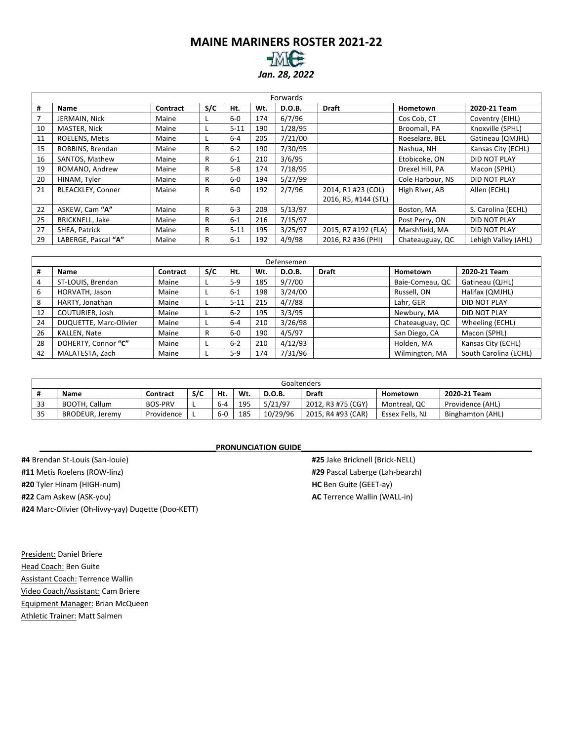# MAINE MARINERS ROSTER 2021-22

***Jan. 28, 2022***

| Forwards | | | | | | | | | |
|---|---|---|---|---|---|---|---|---|---|
| **#** | **Name** | **Contract** | **S/C** | **Ht.** | **Wt.** | **D.O.B.** | **Draft** | **Hometown** | **2020-21 Team** |
| 7 | JERMAIN, Nick | Maine | L | 6-0 | 174 | 6/7/96 | | Cos Cob, CT | Coventry (EIHL) |
| 10 | MASTER, Nick | Maine | L | 5-11 | 190 | 1/28/95 | | Broomall, PA | Knoxville (SPHL) |
| 11 | ROELENS, Metis | Maine | L | 6-4 | 205 | 7/21/00 | | Roeselare, BEL | Gatineau (QMJHL) |
| 15 | ROBBINS, Brendan | Maine | R | 6-2 | 190 | 7/30/95 | | Nashua, NH | Kansas City (ECHL) |
| 16 | SANTOS, Mathew | Maine | R | 6-1 | 210 | 3/6/95 | | Etobicoke, ON | DID NOT PLAY |
| 19 | ROMANO, Andrew | Maine | R | 5-8 | 174 | 7/18/95 | | Drexel Hill, PA | Macon (SPHL) |
| 20 | HINAM, Tyler | Maine | R | 6-0 | 194 | 5/27/99 | | Cole Harbour, NS | DID NOT PLAY |
| 21 | BLEACKLEY, Conner | Maine | R | 6-0 | 192 | 2/7/96 | 2014, R1 #23 (COL) 2016, R5, #144 (STL) | High River, AB | Allen (ECHL) |
| 22 | ASKEW, Cam **"A"** | Maine | R | 6-3 | 209 | 5/13/97 | | Boston, MA | S. Carolina (ECHL) |
| 25 | BRICKNELL, Jake | Maine | R | 6-1 | 216 | 7/15/97 | | Post Perry, ON | DID NOT PLAY |
| 27 | SHEA, Patrick | Maine | R | 5-11 | 195 | 3/25/97 | 2015, R7 #192 (FLA) | Marshfield, MA | DID NOT PLAY |
| 29 | LABERGE, Pascal **"A"** | Maine | R | 6-1 | 192 | 4/9/98 | 2016, R2 #36 (PHI) | Chateauguay, QC | Lehigh Valley (AHL) |

| Defensemen | | | | | | | | | |
|---|---|---|---|---|---|---|---|---|---|
| **#** | **Name** | **Contract** | **S/C** | **Ht.** | **Wt.** | **D.O.B.** | **Draft** | **Hometown** | **2020-21 Team** |
| 4 | ST-LOUIS, Brendan | Maine | L | 5-9 | 185 | 9/7/00 | | Baie-Comeau, QC | Gatineau (QJHL) |
| 6 | HORVATH, Jason | Maine | L | 6-1 | 198 | 3/24/00 | | Russell, ON | Halifax (QMJHL) |
| 8 | HARTY, Jonathan | Maine | L | 5-11 | 215 | 4/7/88 | | Lahr, GER | DID NOT PLAY |
| 12 | COUTURIER, Josh | Maine | L | 6-2 | 195 | 3/3/95 | | Newbury, MA | DID NOT PLAY |
| 24 | DUQUETTE, Marc-Olivier | Maine | L | 6-4 | 210 | 3/26/98 | | Chateauguay, QC | Wheeling (ECHL) |
| 26 | KALLEN, Nate | Maine | R | 6-0 | 190 | 4/5/97 | | San Diego, CA | Macon (SPHL) |
| 28 | DOHERTY, Connor **"C"** | Maine | L | 6-2 | 210 | 4/12/93 | | Holden, MA | Kansas City (ECHL) |
| 42 | MALATESTA, Zach | Maine | L | 5-9 | 174 | 7/31/96 | | Wilmington, MA | South Carolina (ECHL) |

| Goaltenders | | | | | | | | | |
|---|---|---|---|---|---|---|---|---|---|
| **#** | **Name** | **Contract** | **S/C** | **Ht.** | **Wt.** | **D.O.B.** | **Draft** | **Hometown** | **2020-21 Team** |
| 33 | BOOTH, Callum | BOS-PRV | L | 6-4 | 195 | 5/21/97 | 2012, R3 #75 (CGY) | Montreal, QC | Providence (AHL) |
| 35 | BRODEUR, Jeremy | Providence | L | 6-0 | 185 | 10/29/96 | 2015, R4 #93 (CAR) | Essex Fells, NJ | Binghamton (AHL) |

**PRONUNCIATION GUIDE**

**#4** Brendan St-Louis (San-louie)
**#11** Metis Roelens (ROW-linz)
**#20** Tyler Hinam (HIGH-num)
**#22** Cam Askew (ASK-you)
**#24** Marc-Olivier (Oh-livvy-yay) Duqette (Doo-KETT)
**#25** Jake Bricknell (Brick-NELL)
**#29** Pascal Laberge (Lah-bearzh)
**HC** Ben Guite (GEET-ay)
**AC** Terrence Wallin (WALL-in)

President: Daniel Briere
Head Coach: Ben Guite
Assistant Coach: Terrence Wallin
Video Coach/Assistant: Cam Briere
Equipment Manager: Brian McQueen
Athletic Trainer: Matt Salmen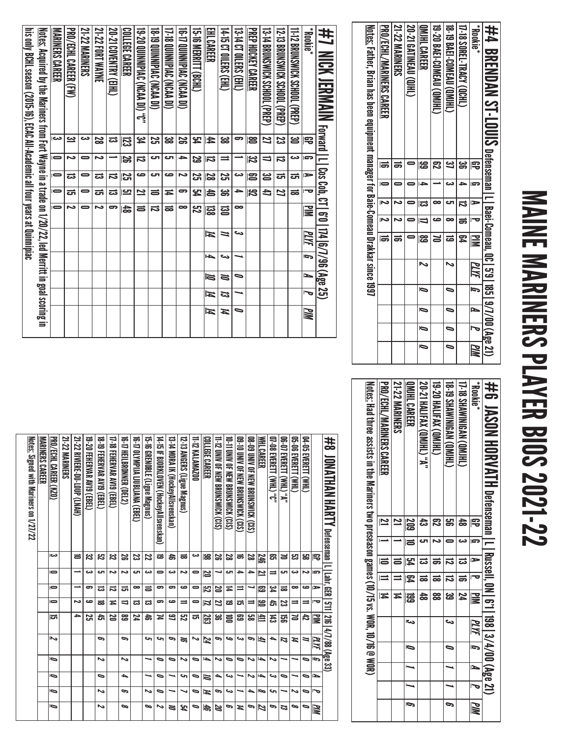# MAINE MARINERS PLAYER BIOS 2021-22

## #4 BRENDAN ST-LOUIS Defenseman | L | Baei-Comeau, QC | 5'9 | 185 | 9/7/00 (Age 21)

| *Rookie* | GP | G | A | P | PIM | PLYF | G | A | P | PIM |
|---|---|---|---|---|---|---|---|---|---|---|
| 17-18 SOREL-TRACY (QCHL) | 36 | 4 | 12 | 16 | 64 | | | | | |
| 18-19 BAEI-COMEAU (QMJHL) | 37 | 3 | 5 | 8 | 19 | 2 | 0 | 0 | 0 | 0 |
| 19-20 BAEI-COMEAU (QMJHL) | 62 | 1 | 8 | 9 | 70 | | | | | |
| QMJHL CAREER | 99 | 4 | 13 | 17 | 89 | 2 | 0 | 0 | 0 | 0 |
| 20-21 GATINEAU (QJHL) | 0 | 0 | 0 | 0 | 0 | | | | | |
| 21-22 MARINERS | 16 | 0 | 2 | 2 | 16 | | | | | |
| PRO/ECHL/MARINERS CAREER | 16 | 0 | 2 | 2 | 16 | | | | | |

Notes: Father, Brian has been equipment manager for Baie-Comeau Drakkar since 1997

## #6 JASON HORVATH Defenseman | L | Russell, ON | 6'1 | 198 | 3/4/00 (Age 21)

| *Rookie* | GP | G | A | P | PIM | PLYF | G | A | P | PIM |
|---|---|---|---|---|---|---|---|---|---|---|
| 17-18 SHAWINIGAN (QMJHL) | 48 | 3 | 13 | 16 | 24 | | | | | |
| 18-19 SHAWINIGAN (QMJHL) | 56 | 0 | 12 | 12 | 39 | 3 | 0 | 1 | 1 | 6 |
| 19-20 HALIFAX (QMJHL) | 62 | 2 | 16 | 18 | 88 | | | | | |
| 20-21 HALIFAX (QMJHL) "A" | 43 | 5 | 13 | 18 | 48 | | | | | |
| QMJHL CAREER | 209 | 10 | 54 | 64 | 199 | 3 | 0 | 1 | 1 | 6 |
| 21-22 MARINERS | 21 | 1 | 10 | 11 | 14 | | | | | |
| PRO/ECHL/MARINERS CAREER | 21 | 1 | 10 | 11 | 14 | | | | | |

Notes: Had three assists in the Mariners two preseason games (10/15 vs. WOR, 10/16 @ WOR)

## #7 NICK JERMAIN Forward | L | Cos Cob, CT | 6'0 | 174 | 6/7/96 (Age 25)

| *Rookie* | GP | G | A | P | PIM | PLYF | G | A | P | PIM |
|---|---|---|---|---|---|---|---|---|---|---|
| 11-12 BRUNSWICK SCHOOL (PREP) | 30 | 3 | 15 | 18 | | | | | | |
| 12-13 BRUNSWICK SCHOOL (PREP) | 23 | 12 | 15 | 27 | | | | | | |
| 13-14 BRUNSWICK SCHOOL (PREP) | 27 | 17 | 30 | 47 | | | | | | |
| PREP HOCKEY CAREER | 80 | 32 | 60 | 92 | | | | | | |
| 13-14 CT OILERS (EHL) | 6 | 1 | 3 | 4 | 8 | 3 | 1 | 0 | 1 | 0 |
| 14-15 CT OILERS (EHL) | 38 | 11 | 25 | 36 | 130 | 11 | 3 | 10 | 13 | 14 |
| EHL CAREER | 44 | 12 | 28 | 40 | 138 | 14 | 4 | 10 | 14 | 14 |
| 15-16 MERRITT (BCHL) | 54 | 29 | 25 | 54 | 52 | | | | | |
| 16-17 QUINNIPIAC (NCAA DI) | 26 | 4 | 2 | 6 | 8 | | | | | |
| 17-18 QUINNIPIAC (NCAA DI) | 38 | 5 | 9 | 14 | 18 | | | | | |
| 18-19 QUINNIPIAC (NCAA DI) | 25 | 5 | 5 | 10 | 12 | | | | | |
| 19-20 QUINNIPIAC (NCAA DI) "C" | 34 | 12 | 9 | 21 | 10 | | | | | |
| COLLEGE CAREER | 123 | 26 | 25 | 51 | 48 | | | | | |
| 20-21 COVENTRY (EIHL) | 13 | 1 | 12 | 13 | 6 | | | | | |
| 21-22 FORT WAYNE | 28 | 2 | 13 | 15 | 2 | | | | | |
| 21-22 MARINERS | 3 | 0 | 0 | 0 | 0 | | | | | |
| PRO/ECHL CAREER (FW) | 31 | 2 | 13 | 15 | 2 | | | | | |
| MARINERS CAREER | 3 | 0 | 0 | 0 | 0 | | | | | |

Notes: Acquired by the Mariners from Fort Wayne in a trade on 1/20/22, led Merritt in goal scoring in his only BCHL season (2015-16), ECAC All-Academic all four years at Quinnipiac

## #8 JONATHAN HARTY Defenseman | L | Lahr, GER | 5'11 | 216 | 4/7/88 (Age 33)

| | GP | G | A | P | PIM | PLYF | G | A | P | PIM |
|---|---|---|---|---|---|---|---|---|---|---|
| 04-05 EVERETT (WHL) | 58 | 2 | 9 | 11 | 42 | 11 | 0 | 0 | 0 | 0 |
| 05-06 EVERETT (WHL) | 53 | 3 | 8 | 11 | 70 | 14 | 1 | 1 | 2 | 8 |
| 06-07 EVERETT (WHL) "A" | 70 | 5 | 18 | 23 | 156 | 12 | 1 | 0 | 1 | 13 |
| 07-08 EVERETT (WHL) "C" | 65 | 11 | 34 | 45 | 143 | 4 | 2 | 3 | 5 | 6 |
| WHL CAREER | 246 | 21 | 69 | 90 | 411 | 41 | 4 | 4 | 8 | 27 |
| 08-09 UNIV OF NEW BRUNSWICK (CIS) | 28 | 4 | 7 | 11 | 58 | 6 | 2 | 2 | 4 | 6 |
| 09-10 UNIV OF NEW BRUNSWICK (CIS) | 16 | 4 | 11 | 15 | 69 | 3 | 0 | 1 | 1 | 14 |
| 10-11 UNIV OF NEW BRUNSWICK (CIS) | 28 | 5 | 14 | 19 | 100 | 9 | 0 | 3 | 3 | 6 |
| 11-12 UNIV OF NEW BRUNSWICK (CIS) | 26 | 7 | 20 | 27 | 36 | 6 | 2 | 4 | 6 | 20 |
| COLLEGE CAREER | 98 | 20 | 52 | 72 | 263 | 24 | 4 | 10 | 14 | 46 |
| 11-12 KALAMAZOO | 3 | 0 | 0 | 0 | 15 | 2 | 0 | 0 | 0 | 0 |
| 12-13 ANGERS (Ligue Magnus) | 18 | 2 | 9 | 11 | 52 | 16 | 2 | 5 | 7 | 54 |
| 13-14 MORA IK (HockeyAllsvenskan) | 46 | 3 | 6 | 9 | 97 | 6 | 0 | 1 | 1 | 10 |
| 14-15 IF BJORKLOVEN (HockeyAllsvenskan) | 19 | 0 | 6 | 6 | 74 | 5 | 0 | 0 | 0 | 2 |
| 15-16 GRENOBLE (Ligue Magnus) | 22 | 3 | 10 | 13 | 46 | 5 | 1 | 1 | 2 | 8 |
| 16-17 OLYMPIJA LJUBLJANA (EBEL) | 23 | 5 | 8 | 13 | 24 | | | | | |
| 16-17 HEILBRONNER (DEL2) | 26 | 2 | 15 | 17 | 89 | 6 | 2 | 4 | 6 | 8 |
| 17-18 FEHERVAR AV19 (EBEL) | 32 | 2 | 12 | 14 | 20 | | | | | |
| 18-19 FEHERVAR AV19 (EBEL) | 52 | 5 | 13 | 18 | 45 | 6 | 2 | 0 | 2 | 2 |
| 19-20 FEHERVAR AV19 (EBEL) | 32 | 3 | 6 | 9 | 25 | | | | | |
| 21-22 RIVIERE-DU-LOUP (LNAH) | 10 | 1 | 1 | 2 | 4 | | | | | |
| 21-22 MARINERS | | | | | | | | | | |
| PRO/ECHL CAREER (KZO) | 3 | 0 | 0 | 0 | 15 | 2 | 0 | 0 | 0 | 0 |
| MARINERS CAREER | | | | | | | | | | |

Notes: Signed with Mariners on 1/27/22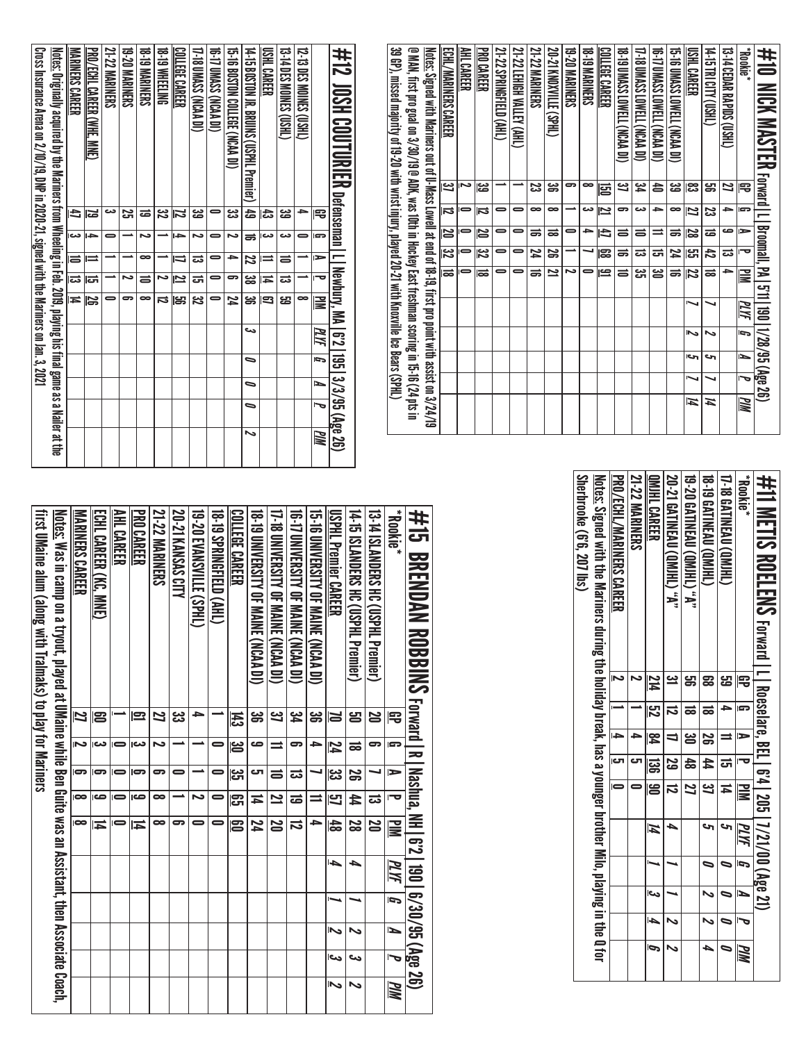# #10 NICK MASTER Forward | L | Broomall, PA | 5'11 | 190 | 1/28/95 (Age 26)

| *Rookie* | GP | G | A | P | PIM | PLYF | G | A | P | PIM |
|---|---|---|---|---|---|---|---|---|---|---|
| 13-14 CEDAR RAPIDS (USHL) | 27 | 4 | 9 | 13 | 4 | | | | | |
| 14-15 TRI CITY (USHL) | 56 | 23 | 19 | 42 | 18 | 7 | 2 | 5 | 7 | 14 |
| USHL CAREER | 83 | 27 | 28 | 55 | 22 | 7 | 2 | 5 | 7 | 14 |
| 15-16 UMASS LOWELL (NCAA DI) | 39 | 8 | 16 | 24 | 16 | | | | | |
| 16-17 UMASS LOWELL (NCAA DI) | 40 | 4 | 11 | 15 | 30 | | | | | |
| 17-18 UMASS LOWELL (NCAA DI) | 34 | 3 | 10 | 13 | 35 | | | | | |
| 18-19 UMASS LOWELL (NCAA DI) | 37 | 6 | 10 | 16 | 10 | | | | | |
| COLLEGE CAREER | 150 | 21 | 47 | 68 | 91 | | | | | |
| 18-19 MARINERS | 8 | 3 | 4 | 7 | 0 | | | | | |
| 19-20 MARINERS | 6 | 1 | 0 | 1 | 2 | | | | | |
| 20-21 KNOXVILLE (SPHL) | 36 | 8 | 18 | 26 | 21 | | | | | |
| 21-22 MARINERS | 23 | 8 | 16 | 24 | 16 | | | | | |
| 21-22 LEHIGH VALLEY (AHL) | 1 | 0 | 0 | 0 | 0 | | | | | |
| 21-22 SPRINGFIELD (AHL) | 1 | 0 | 0 | 0 | 0 | | | | | |
| PRO CAREER | 39 | 12 | 20 | 32 | 18 | | | | | |
| AHL CAREER | 2 | 0 | 0 | 0 | 0 | | | | | |
| ECHL/MARINERS CAREER | 37 | 12 | 20 | 32 | 18 | | | | | |

Notes: Signed with Mariners out of U-Mass Lowell at end of 18-19, first pro point with assist on 3/24/19 @ MAN, first pro goal on 3/30/19 @ ADK, was 10th in Hockey East freshman scoring in 15-16 (24 pts in 39 GP), missed majority of 19-20 with wrist injury, played 20-21 with Knoxville Ice Bears (SPHL)

# #12 JOSH COUTURIER Defenseman | L | Newbury, MA | 6'2 | 195 | 3/3/95 (Age 26)

| | GP | G | A | P | PIM | PLYF | G | A | P | PIM |
|---|---|---|---|---|---|---|---|---|---|---|
| 12-13 DES MOINES (USHL) | 4 | 0 | 1 | 1 | 8 | | | | | |
| 13-14 DES MOINES (USHL) | 39 | 3 | 10 | 13 | 59 | | | | | |
| USHL CAREER | 43 | 3 | 11 | 14 | 67 | | | | | |
| 14-15 BOSTON JR. BRUINS (USPHL Premier) | 49 | 16 | 22 | 38 | 36 | 3 | 0 | 0 | 0 | 2 |
| 15-16 BOSTON COLLEGE (NCAA DI) | 33 | 2 | 4 | 6 | 24 | | | | | |
| 16-17 UMASS (NCAA DI) | 0 | 0 | 0 | 0 | 0 | | | | | |
| 17-18 UMASS (NCAA DI) | 39 | 2 | 13 | 15 | 32 | | | | | |
| COLLEGE CAREER | 72 | 4 | 17 | 21 | 56 | | | | | |
| 18-19 WHEELING | 32 | 1 | 1 | 2 | 12 | | | | | |
| 18-19 MARINERS | 15 | 2 | 8 | 10 | 8 | | | | | |
| 19-20 MARINERS | 25 | 1 | 1 | 2 | 6 | | | | | |
| 21-22 MARINERS | 3 | 0 | 1 | 1 | 0 | | | | | |
| PRO/ECHL CAREER (WHE, MNE) | 79 | 4 | 11 | 15 | 26 | | | | | |
| MARINERS CAREER | 47 | 3 | 10 | 13 | 14 | | | | | |

Notes: Originally acquired by the Mariners from Wheeling in Feb. 2019, playing his final game as a Nailer at the Cross Insurance Arena on 2/10/19, DNP in 2020-21, signed with the Mariners on Jan. 3, 2021

# #11 METIS ROELENS Forward | L | Roeselare, BEL | 6'4 | 205 | 7/21/00 (Age 21)

| *Rookie* | GP | G | A | P | PIM | PLYF | G | A | P | PIM |
|---|---|---|---|---|---|---|---|---|---|---|
| 17-18 GATINEAU (QMJHL) | 59 | 4 | 11 | 15 | 14 | 5 | 0 | 0 | 0 | 0 |
| 18-19 GATINEAU (QMJHL) | 68 | 18 | 26 | 44 | 37 | 5 | 0 | 2 | 2 | 4 |
| 19-20 GATINEAU (QMJHL) "A" | 56 | 18 | 30 | 48 | 27 | | | | | |
| 20-21 GATINEAU (QMJHL) "A" | 31 | 12 | 17 | 29 | 12 | 4 | 1 | 1 | 2 | 2 |
| QMJHL CAREER | 214 | 52 | 84 | 136 | 90 | 14 | 1 | 3 | 4 | 6 |
| 21-22 MARINERS | 2 | 1 | 4 | 5 | 0 | | | | | |
| PRO/ECHL/MARINERS CAREER | 2 | 1 | 4 | 5 | 0 | | | | | |

Notes: Signed with the Mariners during the holiday break, has a younger brother Milo, playing in the Q for Sherbrooke (6'6, 207 lbs)

# #15 BRENDAN ROBBINS Forward | R | Nashua, NH | 6'2 | 190 | 6/30/95 (Age 26)

| *Rookie* | GP | G | A | P | PIM | PLYF | G | A | P | PIM |
|---|---|---|---|---|---|---|---|---|---|---|
| 13-14 ISLANDERS HC (USPHL Premier) | 20 | 6 | 7 | 13 | 20 | | | | | |
| 14-15 ISLANDERS HC (USPHL Premier) | 50 | 18 | 26 | 44 | 28 | 4 | | 1 | 2 | 3 | 2 |
| USPHL Premier CAREER | 70 | 24 | 33 | 57 | 48 | 4 | 1 | 2 | 3 | 2 |
| 15-16 UNIVERSITY OF MAINE (NCAA DI) | 36 | 4 | 7 | 11 | 4 | | | | | |
| 16-17 UNIVERSITY OF MAINE (NCAA DI) | 34 | 6 | 13 | 19 | 12 | | | | | |
| 17-18 UNIVERSITY OF MAINE (NCAA DI) | 37 | 11 | 10 | 21 | 20 | | | | | |
| 18-19 UNIVERSITY OF MAINE (NCAA DI) | 36 | 9 | 5 | 14 | 24 | | | | | |
| COLLEGE CAREER | 143 | 30 | 35 | 65 | 60 | | | | | |
| 18-19 SPRINGFIELD (AHL) | 1 | 0 | 0 | 0 | 0 | | | | | |
| 19-20 EVANSVILLE (SPHL) | 4 | 1 | 1 | 2 | 0 | | | | | |
| 20-21 KANSAS CITY | 33 | 1 | 0 | 1 | 6 | | | | | |
| 21-22 MARINERS | 27 | 2 | 6 | 8 | 8 | | | | | |
| PRO CAREER | 61 | 3 | 6 | 9 | 14 | | | | | |
| AHL CAREER | 1 | 0 | 0 | 0 | 0 | | | | | |
| ECHL CAREER (KC, MNE) | 60 | 3 | 6 | 9 | 14 | | | | | |
| MARINERS CAREER | 27 | 2 | 6 | 8 | 8 | | | | | |

Notes: Was in camp on a tryout, played at UMaine while Ben Guite was an Assistant, then Associate Coach, first UMaine alum (along with Tralmaks) to play for Mariners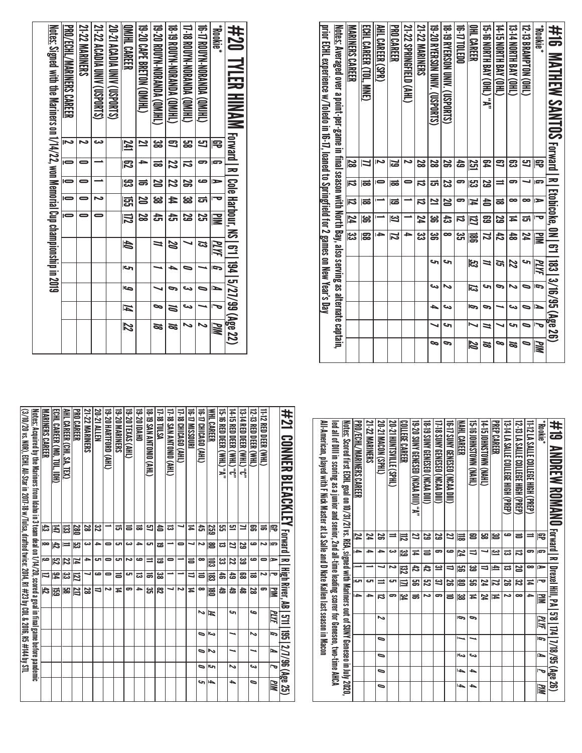## #16 MATHEW SANTOS Forward | R | Etobicoke, ON | 6'1 | 183 | 3/16/95 (Age 26)

| *Rookie* | GP | G | A | P | PIM | PLYF | G | A | P | PIM |
|---|---|---|---|---|---|---|---|---|---|---|
| 12-13 BRAMPTON (OHL) | 57 | 7 | 8 | 15 | 24 | 5 | 0 | 0 | 0 | 0 |
| 13-14 NORTH BAY (OHL) | 63 | 6 | 8 | 14 | 48 | 22 | 2 | 3 | 5 | 18 |
| 14-15 NORTH BAY (OHL) | 67 | 11 | 18 | 29 | 42 | 15 | 6 | 1 | 7 | 8 |
| 15-16 NORTH BAY (OHL) "A" | 64 | 29 | 40 | 69 | 72 | 11 | 5 | 6 | 11 | 18 |
| OHL CAREER | 251 | 53 | 74 | 127 | 186 | 53 | 13 | 6 | 7 | 20 |
| 16-17 TOLEDO | 49 | 6 | 6 | 12 | 35 | | | | | |
| 18-19 RYERSON UNIV. (USPORTS) | 26 | 23 | 20 | 43 | 8 | 5 | 2 | 3 | 5 | 6 |
| 19-20 RYERSON UNIV. (USPORTS) | 26 | 15 | 21 | 36 | 36 | 5 | 3 | 4 | 7 | 8 |
| 21-22 MARINERS | 28 | 12 | 12 | 24 | 33 | | | | | |
| 21-22 SPRINGFIELD (AHL) | 2 | 0 | 1 | 1 | 4 | | | | | |
| PRO CAREER | 79 | 18 | 19 | 37 | 72 | | | | | |
| AHL CAREER (SPR) | 2 | 0 | 1 | 1 | 4 | | | | | |
| ECHL CAREER (TOL, MNE) | 77 | 18 | 18 | 36 | 68 | | | | | |
| MARINERS CAREER | 28 | 12 | 12 | 24 | 33 | | | | | |

Notes: Averaged over a point-per-game in final season with North Bay, also serving as alternate captain, prior ECHL experience w/Toledo in 16-17, loaned to Springfield for 2 games on New Year's Day

## #20 TYLER HINAM Forward | R | Cole Harbour, NS | 6'1 | 194 | 5/27/99 (Age 22)

| *Rookie* | GP | G | A | P | PIM | PLYF | G | A | P | PIM |
|---|---|---|---|---|---|---|---|---|---|---|
| 16-17 ROUYN-NORANDA (QMJHL) | 57 | 6 | 9 | 15 | 25 | 13 | 1 | 0 | 1 | 2 |
| 17-18 ROUYN-NORANDA (QMJHL) | 58 | 12 | 26 | 38 | 29 | 7 | 0 | 3 | 3 | 2 |
| 18-19 ROUYN-NORANDA (QMJHL) | 67 | 22 | 22 | 44 | 45 | 20 | 4 | 6 | 10 | 18 |
| 19-20 ROUYN-NORANDA (QMJHL) | 38 | 18 | 20 | 38 | 45 | 11 | 1 | 7 | 8 | 18 |
| 19-20 CAPE BRETON (QMJHL) | 21 | 4 | 16 | 20 | 28 | | | | | |
| QMJHL CAREER | 241 | 62 | 93 | 155 | 172 | 40 | 5 | 9 | 14 | 22 |
| 20-21 ACADIA UNIV (USPORTS) | | | | | | | | | | |
| 21-22 ACADIA UNIV (USPORTS) | 3 | 1 | 1 | 2 | 0 | | | | | |
| 21-22 MARINERS | 2 | 0 | 0 | 0 | 0 | | | | | |
| PRO/ECHL/MARINERS CAREER | 2 | 0 | 0 | 0 | 0 | | | | | |

Notes: Signed with the Mariners on 1/14/22, won Memorial Cup championship in 2019

## #19 ANDREW ROMANO Forward | R | Drexel Hill, PA | 5'8 | 174 | 7/18/95 (Age 26)

| *Rookie* | GP | G | A | P | PIM | PLYF | G | A | P | PIM |
|---|---|---|---|---|---|---|---|---|---|---|
| 11-12 LA SALLE COLLEGE HIGH (PREP) | 11 | 6 | 8 | 14 | 4 | | | | | |
| 12-13 LA SALLE COLLEGE HIGH (PREP) | 10 | 12 | 20 | 32 | 8 | | | | | |
| 13-14 LA SALLE COLLEGE HIGH (PREP) | 9 | 13 | 13 | 26 | 2 | | | | | |
| PREP CAREER | 30 | 31 | 41 | 72 | 14 | | | | | |
| 14-15 JOHNSTOWN (NAHL) | 58 | 7 | 17 | 24 | 24 | | | | | |
| 15-16 JOHNSTOWN (NAHL) | 60 | 17 | 39 | 56 | 14 | 6 | 1 | 3 | 4 | 4 |
| NAHL CAREER | 118 | 24 | 56 | 80 | 38 | 6 | 1 | 3 | 4 | 4 |
| 16-17 SUNY GENESEO (NCAA DIII) | 27 | 9 | 17 | 26 | 10 | | | | | |
| 17-18 SUNY GENESEO (NCAA DIII) | 29 | 6 | 31 | 37 | 6 | | | | | |
| 18-19 SUNY GENESEO (NCAA DIII) | 29 | 10 | 42 | 52 | 2 | | | | | |
| 19-20 SUNY GENESEO (NCAA DIII) "A" | 27 | 14 | 42 | 56 | 16 | | | | | |
| COLLEGE CAREER | 112 | 39 | 132 | 171 | 34 | | | | | |
| 20-21 HUNTSVILLE (SPHL) | 11 | 3 | 2 | 5 | 6 | | | | | |
| 20-21 MACON (SPHL) | 26 | 4 | 7 | 11 | 12 | 2 | 0 | 0 | 0 | 0 |
| 21-22 MARINERS | 24 | 4 | 1 | 5 | 4 | | | | | |
| PRO/ECHL/MARINERS CAREER | 24 | 4 | 1 | 5 | 4 | | | | | |

Notes: Scored first ECHL goal on 10/31/21 vs. REA, signed with Mariners out of SUNY Geneseo in July 2020, led all of DIII in scoring as a junior and senior, 2nd all-time leading scorer for Geneseo, two-time AHCA All-American, played with F Nick Master at La Salle and D Nate Kallen last season in Macon

## #21 CONNER BLEACKLEY Forward | R | High River, AB | 5'11 | 195 | 2/7/96 (Age 25)

| | GP | G | A | P | PIM | PLYF | G | A | P | PIM |
|---|---|---|---|---|---|---|---|---|---|---|
| 11-12 RED DEER (WHL) | 16 | 2 | 0 | 2 | 6 | | | | | |
| 12-13 RED DEER (WHL) | 66 | 9 | 9 | 18 | 28 | 9 | 2 | 1 | 3 | 0 |
| 13-14 RED DEER (WHL) "C" | 71 | 29 | 39 | 68 | 48 | | | | | |
| 14-15 RED DEER (WHL) "C" | 51 | 27 | 22 | 49 | 49 | 5 | 1 | 1 | 2 | 4 |
| 15-16 RED DEER (WHL) "A" | 55 | 13 | 33 | 46 | 49 | | | | | |
| WHL CAREER | 259 | 80 | 103 | 183 | 180 | 14 | 3 | 2 | 5 | 4 |
| 16-17 CHICAGO (AHL) | 45 | 2 | 8 | 10 | 8 | 2 | 0 | 0 | 0 | 5 |
| 16-17 MISSOURI | 14 | 7 | 10 | 17 | 14 | | | | | |
| 17-18 CHICAGO (AHL) | 7 | 0 | 1 | 1 | 2 | | | | | |
| 17-18 SAN ANTONIO (AHL) | 13 | 1 | 0 | 1 | 7 | | | | | |
| 17-18 TULSA | 40 | 19 | 19 | 38 | 82 | | | | | |
| 18-19 SAN ANTONIO (AHL) | 57 | 5 | 11 | 16 | 35 | | | | | |
| 19-20 IDAHO | 18 | 4 | 9 | 13 | 4 | | | | | |
| 19-20 TEXAS (AHL) | 10 | 3 | 2 | 5 | 6 | | | | | |
| 19-20 MARINERS | 15 | 5 | 5 | 10 | 14 | | | | | |
| 19-20 HARTFORD (AHL) | 1 | 0 | 0 | 0 | 2 | | | | | |
| 20-21 ALLEN | 32 | 4 | 5 | 9 | 17 | | | | | |
| 21-22 MARINERS | 28 | 3 | 4 | 7 | 28 | | | | | |
| PRO CAREER | 280 | 53 | 74 | 127 | 217 | | | | | |
| AHL CAREER (CHI, SA, TEX) | 133 | 11 | 22 | 33 | 58 | | | | | |
| ECHL CAREER (MO, TUL, IDH) | 147 | 42 | 52 | 94 | 159 | | | | | |
| MARINERS CAREER | 43 | 8 | 9 | 17 | 42 | | | | | |

Notes: Acquired by the Mariners from Idaho in 3 team deal on 1/14/20, scored a goal in final game before pandemic (3/10/20 vs. NOR), ECHL All-Star in 2017-18 w/Tulsa, drafted twice: 2014, R1 #23 by COL & 2016, R5 #144 by STL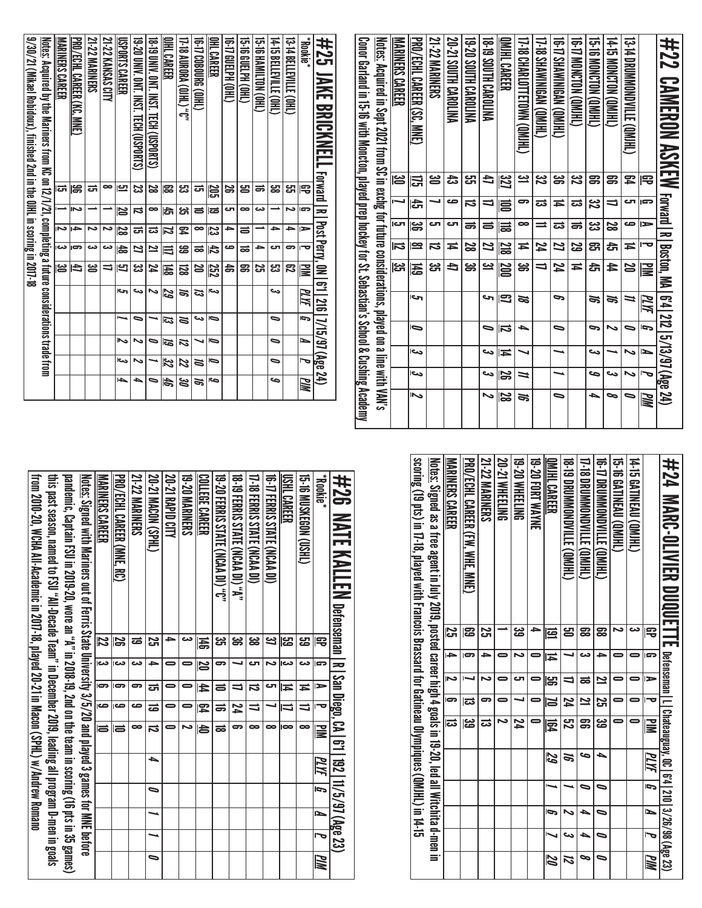# #22 CAMERON ASKEW Forward | R | Boston, MA | 6'4 | 212 | 5/13/97 (Age 24)

| | GP | G | A | P | PIM | PLYF | G | A | P | PIM |
|---|---|---|---|---|---|---|---|---|---|---|
| 13-14 DRUMMONDVILLE (QMJHL) | 64 | 5 | 9 | 14 | 20 | 11 | 0 | 2 | 2 | 0 |
| 14-15 MONCTON (QMJHL) | 66 | 17 | 28 | 45 | 44 | 16 | 2 | 1 | 3 | 8 |
| 15-16 MONCTON (QMJHL) | 66 | 32 | 33 | 65 | 45 | 16 | 6 | 3 | 9 | 4 |
| 16-17 MONCTON (QMJHL) | 32 | 13 | 16 | 29 | 14 | | | | | |
| 16-17 SHAWINIGAN (QMJHL) | 36 | 14 | 13 | 27 | 24 | 6 | 0 | 1 | 1 | 0 |
| 17-18 SHAWINIGAN (QMJHL) | 32 | 13 | 11 | 24 | 17 | | | | | |
| 17-18 CHARLOTTETOWN (QMJHL) | 31 | 6 | 8 | 14 | 36 | 18 | 4 | 7 | 11 | 16 |
| QMJHL CAREER | 327 | 100 | 118 | 218 | 200 | 67 | 12 | 14 | 26 | 28 |
| 18-19 SOUTH CAROLINA | 47 | 17 | 10 | 27 | 31 | 5 | 0 | 3 | 3 | 2 |
| 19-20 SOUTH CAROLINA | 55 | 12 | 16 | 28 | 36 | | | | | |
| 20-21 SOUTH CAROLINA | 43 | 9 | 5 | 14 | 47 | | | | | |
| 21-22 MARINERS | 30 | 7 | 5 | 12 | 35 | | | | | |
| PRO/ECHL CAREER (SC, MNE) | 175 | 45 | 36 | 81 | 149 | 5 | 0 | 3 | 3 | 2 |
| MARINERS CAREER | 30 | 7 | 5 | 12 | 35 | | | | | |

Notes: Acquired in Sept 2021 from SC in exchg for future considerations, played on a line with VAN's Conor Garland in 15-16 with Moncton, played prep hockey for St. Sebastian's School & Cushing Academy

# #25 JAKE BRICKNELL Forward | R | Post Perry, ON | 6'1 | 216 | 7/15/97 (Age 24)

| *Rookie* | GP | G | A | P | PIM | PLYF | G | A | P | PIM |
|---|---|---|---|---|---|---|---|---|---|---|
| 13-14 BELLEVILLE (OHL) | 55 | 2 | 4 | 6 | 62 | | | | | |
| 14-15 BELLEVILLE (OHL) | 58 | 1 | 4 | 5 | 53 | 3 | 0 | 0 | 0 | 9 |
| 15-16 HAMILTON (OHL) | 16 | 3 | 1 | 4 | 25 | | | | | |
| 15-16 GUELPH (OHL) | 50 | 8 | 10 | 18 | 66 | | | | | |
| 16-17 GUELPH (OHL) | 26 | 5 | 4 | 9 | 46 | | | | | |
| OHL CAREER | 205 | 19 | 23 | 42 | 252 | 3 | 0 | 0 | 0 | 9 |
| 16-17 COBOURG (OJHL) | 15 | 10 | 8 | 18 | 20 | 13 | 3 | 7 | 10 | 16 |
| 17-18 AURORA (OJHL) "C" | 53 | 35 | 64 | 99 | 128 | 16 | 10 | 12 | 22 | 30 |
| OJHL CAREER | 68 | 45 | 72 | 117 | 148 | 29 | 13 | 19 | 32 | 46 |
| 18-19 UNIV. ONT. INST. TECH (USPORTS) | 28 | 8 | 13 | 21 | 24 | 2 | 1 | 0 | 1 | 0 |
| 19-20 UNIV. ONT. INST. TECH (USPORTS) | 23 | 12 | 15 | 27 | 33 | 3 | 0 | 2 | 2 | 4 |
| USPORTS CAREER | 51 | 20 | 28 | 48 | 57 | 5 | 1 | 2 | 3 | 4 |
| 21-22 KANSAS CITY | 8 | 1 | 2 | 3 | 17 | | | | | |
| 21-22 MARINERS | 15 | 1 | 2 | 3 | 30 | | | | | |
| PRO/ECHL CAREER (KC, MNE) | 23 | 2 | 4 | 6 | 47 | | | | | |
| MARINERS CAREER | 15 | 1 | 2 | 3 | 30 | | | | | |

Notes: Acquired by the Mariners from KC on 12/1/21, completing a future considerations trade from 9/30/21 (Mikael Robidoux), finished 2nd in the OJHL in scoring in 2017-18

# #24 MARC-OLIVIER DUQUETTE Defenseman | L | Chateauguay, QC | 6'4 | 210 | 3/26/98 (Age 23)

| | GP | G | A | P | PIM | PLYF | G | A | P | PIM |
|---|---|---|---|---|---|---|---|---|---|---|
| 14-15 GATINEAU (QMJHL) | 3 | 0 | 0 | 0 | 0 | | | | | |
| 15-16 GATINEAU (QMJHL) | 2 | 0 | 0 | 0 | 0 | | | | | |
| 16-17 DRUMMONDVILLE (QMJHL) | 68 | 4 | 21 | 25 | 39 | 4 | 0 | 0 | 0 | 0 |
| 17-18 DRUMMONDVILLE (QMJHL) | 68 | 3 | 18 | 21 | 66 | 9 | 0 | 4 | 4 | 8 |
| 18-19 DRUMMONDVILLE (QMJHL) | 50 | 7 | 17 | 24 | 52 | 16 | 1 | 2 | 3 | 12 |
| QMJHL CAREER | 191 | 14 | 56 | 70 | 164 | 29 | 1 | 6 | 7 | 20 |
| 19-20 FORT WAYNE | 4 | 0 | 0 | 0 | 0 | | | | | |
| 19-20 WHEELING | 39 | 2 | 5 | 7 | 24 | | | | | |
| 20-21 WHEELING | 1 | 0 | 0 | 0 | 2 | | | | | |
| 21-22 MARINERS | 25 | 4 | 2 | 6 | 13 | | | | | |
| PRO/ECHL CAREER (FW, WHE, MNE) | 69 | 6 | 7 | 13 | 39 | | | | | |
| MARINERS CAREER | 25 | 4 | 2 | 6 | 13 | | | | | |

Notes: Signed as a free agent in July 2019, posted career high 4 goals in 19-20, led all Witchita d-men in scoring (19 pts) in 17-18, played with Francois Brassard for Gatineau Olympiques (QMJHL) in 14-15

# #26 NATE KALLEN Defenseman | R | San Diego, CA | 6'1 | 192 | 11/5/97 (Age 23)

| *Rookie* | GP | G | A | P | PIM | PLYF | G | A | P | PIM |
|---|---|---|---|---|---|---|---|---|---|---|
| 15-16 MUSKEGON (USHL) | 59 | 3 | 14 | 17 | 8 | | | | | |
| USHL CAREER | 59 | 3 | 14 | 17 | 8 | | | | | |
| 16-17 FERRIS STATE (NCAA DI) | 37 | 2 | 5 | 7 | 8 | | | | | |
| 17-18 FERRIS STATE (NCAA DI) | 38 | 5 | 12 | 17 | 8 | | | | | |
| 18-19 FERRIS STATE (NCAA DI) "A" | 36 | 7 | 17 | 24 | 6 | | | | | |
| 19-20 FERRIS STATE (NCAA DI) "C" | 35 | 6 | 10 | 16 | 18 | | | | | |
| COLLEGE CAREER | 146 | 20 | 44 | 64 | 40 | | | | | |
| 19-20 MARINERS | 3 | 0 | 0 | 0 | 2 | | | | | |
| 20-21 RAPID CITY | 4 | 0 | 0 | 0 | 0 | | | | | |
| 20-21 MACON (SPHL) | 25 | 4 | 15 | 19 | 12 | 4 | 0 | 1 | 1 | 0 |
| 21-22 MARINERS | 19 | 3 | 6 | 9 | 8 | | | | | |
| PRO/ECHL CAREER (MNE, RC) | 26 | 3 | 6 | 9 | 10 | | | | | |
| MARINERS CAREER | 22 | 3 | 6 | 9 | 10 | | | | | |

Notes: Signed with Mariners out of Ferris State University 3/5/20 and played 3 games for MNE before pandemic, Captain FSU in 2019-20, wore an "A" in 2018-19, 2nd on the team in scoring (16 pts in 35 games) this past season, named to FSU "All-Decade Team" in December 2019, leading all program D-men in goals from 2010-20, WCHA All-Academic in 2017-18, played 20-21 in Macon (SPHL) w/ Andrew Romano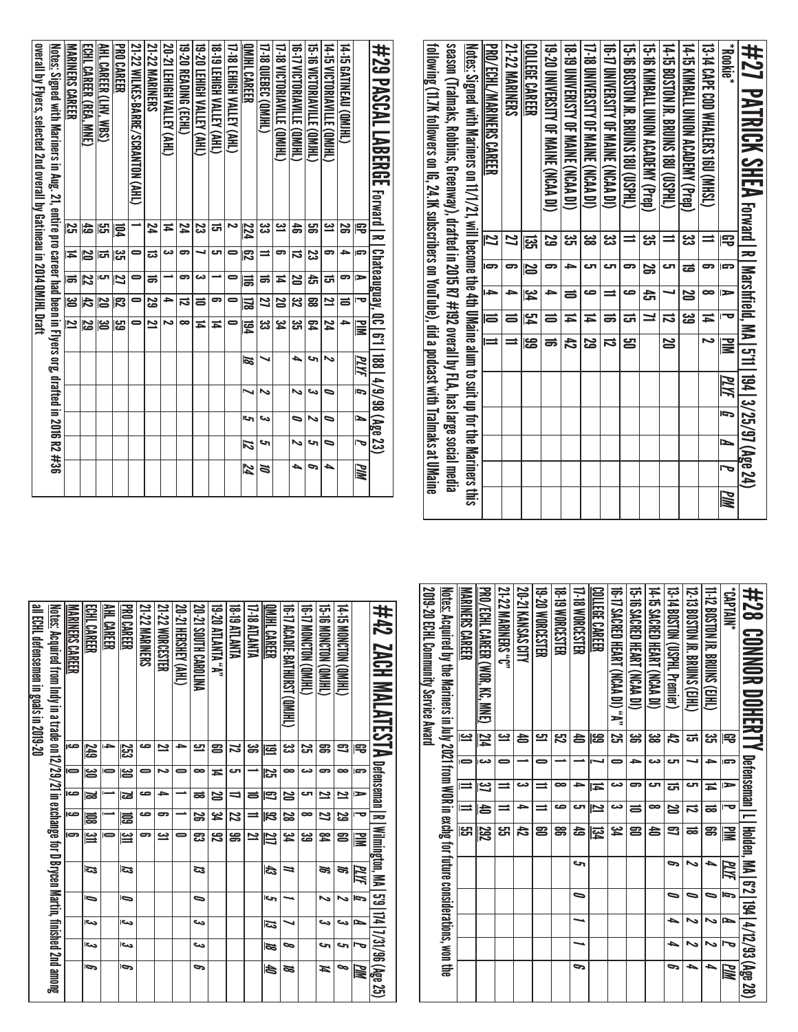# #27 PATRICK SHEA Forward | R | Marshfield, MA | 5'11 | 194 | 3/25/97 (Age 24)

| *Rookie* | GP | G | A | P | PIM | PLYF | G | A | P | PIM |
|---|---|---|---|---|---|---|---|---|---|---|
| 13-14 CAPE COD WHALERS 16U (MHSL) | 11 | 6 | 8 | 14 | 2 | | | | | |
| 14-15 KIMBALL UNION ACADEMY (Prep) | 33 | 19 | 20 | 39 | | | | | | |
| 14-15 BOSTON JR. BRUINS 18U (USPHL) | 11 | 5 | 7 | 12 | 20 | | | | | |
| 15-16 KIMBALL UNION ACADEMY (Prep) | 35 | 26 | 45 | 71 | | | | | | |
| 15-16 BOSTON JR. BRUINS 18U (USPHL) | 11 | 6 | 9 | 15 | 50 | | | | | |
| 16-17 UNIVERSITY OF MAINE (NCAA DI) | 33 | 5 | 11 | 16 | 12 | | | | | |
| 17-18 UNIVERSITY OF MAINE (NCAA DI) | 38 | 5 | 9 | 14 | 29 | | | | | |
| 18-19 UNIVERSIY OF MAINE (NCAA DI) | 35 | 4 | 10 | 14 | 42 | | | | | |
| 19-20 UNIVERSITY OF MAINE (NCAA DI) | 29 | 6 | 4 | 10 | 16 | | | | | |
| COLLEGE CAREER | 135 | 20 | 34 | 54 | 99 | | | | | |
| 21-22 MARINERS | 27 | 6 | 4 | 10 | 11 | | | | | |
| PRO/ECHL/MARINERS CAREER | 27 | 6 | 4 | 10 | 11 | | | | | |

Notes: Signed with Mariners on 11/1/21, will become the 4th UMaine alum to suit up for the Mariners this season (Tralmaks, Robbins, Greenway), drafted in 2015 R7 #192 overall by FLA, has large social media following (11.7K followers on IG, 24.1K subscribers on YouTube), did a podcast with Tralmaks at UMaine

# #28 CONNOR DOHERTY Defenseman | L | Holden, MA | 6'2 | 194 | 4/12/93 (Age 28)

| *CAPTAIN* | GP | G | A | P | PIM | PLYF | G | A | P | PIM |
|---|---|---|---|---|---|---|---|---|---|---|
| 11-12 BOSTON JR. BRUINS (EHL) | 35 | 4 | 14 | 18 | 66 | 4 | 0 | 2 | 2 | 4 |
| 12-13 BOSTON JR. BRUINS (EHL) | 15 | 7 | 5 | 12 | 18 | 2 | 0 | 2 | 2 | 4 |
| 13-14 BOSTON (USPHL Premier) | 42 | 5 | 15 | 20 | 67 | 6 | 0 | 4 | 4 | 6 |
| 14-15 SACRED HEART (NCAA DI) | 38 | 3 | 5 | 8 | 40 | | | | | |
| 15-16 SACRED HEART (NCAA DI) | 36 | 4 | 6 | 10 | 60 | | | | | |
| 16-17 SACRED HEART (NCAA DI) "A" | 25 | 0 | 3 | 3 | 34 | | | | | |
| COLLEGE CAREER | 99 | 7 | 14 | 21 | 134 | | | | | |
| 17-18 WORCESTER | 40 | 1 | 4 | 5 | 40 | 5 | 0 | 1 | 1 | 6 |
| 18-19 WORCESTER | 52 | 1 | 8 | 9 | 86 | | | | | |
| 19-20 WORCESTER | 51 | 0 | 11 | 11 | 69 | | | | | |
| 20-21 KANSAS CITY | 40 | 1 | 3 | 4 | 42 | | | | | |
| 21-22 MARINERS "C" | 31 | 0 | 11 | 11 | 55 | | | | | |
| PRO/ECHL CAREER (WOR, KC, MNE) | 214 | 3 | 37 | 40 | 292 | | | | | |
| MARINERS CAREER | 31 | 0 | 11 | 11 | 55 | | | | | |

Notes: Acquired by the Mariners in July 2021 from WOR in exchg for future considerations, won the 2019-20 ECHL Community Service Award

# #29 PASCAL LABERGE Forward | R | Chateauguay, QC | 6'1 | 188 | 4/9/98 (Age 23)

| | GP | G | A | P | PIM | PLYF | G | A | P | PIM |
|---|---|---|---|---|---|---|---|---|---|---|
| 14-15 GATINEAU (QMJHL) | 26 | 4 | 6 | 10 | 4 | | | | | |
| 14-15 VICTORIAVILLE (QMJHL) | 31 | 6 | 15 | 21 | 24 | 2 | 0 | 0 | 0 | 4 |
| 15-16 VICTORIAVILLE (QMJHL) | 56 | 23 | 45 | 68 | 64 | 5 | 3 | 2 | 5 | 6 |
| 16-17 VICTORIAVILLE (QMJHL) | 46 | 12 | 20 | 32 | 35 | 4 | 2 | 0 | 2 | 4 |
| 17-18 VICTORIAVILLE (QMJHL) | 31 | 6 | 14 | 20 | 34 | | | | | |
| 17-18 QUEBEC (QMJHL) | 33 | 11 | 16 | 27 | 33 | 7 | 2 | 3 | 5 | 10 |
| QMJHL CAREER | 224 | 62 | 116 | 178 | 194 | 18 | 7 | 5 | 12 | 24 |
| 17-18 LEHIGH VALLEY (AHL) | 2 | 0 | 0 | 0 | 0 | | | | | |
| 18-19 LEHIGH VALLEY (AHL) | 15 | 5 | 1 | 6 | 14 | | | | | |
| 19-20 LEHIGH VALLEY (AHL) | 23 | 7 | 3 | 10 | 14 | | | | | |
| 19-20 READING (ECHL) | 24 | 6 | 6 | 12 | 8 | | | | | |
| 20-21 LEHIGH VALLEY (AHL) | 14 | 3 | 1 | 4 | 2 | | | | | |
| 21-22 MARINERS | 24 | 13 | 16 | 29 | 21 | | | | | |
| 21-22 WILKES-BARRE/SCRANTON (AHL) | 1 | 0 | 0 | 0 | 0 | | | | | |
| PRO CAREER | 104 | 35 | 27 | 62 | 59 | | | | | |
| AHL CAREER (LHV, WBS) | 55 | 15 | 5 | 20 | 30 | | | | | |
| ECHL CAREER (REA, MNE) | 49 | 20 | 22 | 42 | 29 | | | | | |
| MARINERS CAREER | 25 | 14 | 16 | 30 | 21 | | | | | |

Notes: Signed with Mariners in Aug. 21, entire pro career had been in Flyers org, drafted in 2016 R2 #36 overall by Flyers, selected 2nd overall by Gatineau in 2014 QMJHL Draft

# #42 ZACH MALATESTA Defenseman | R | Wilmington, MA | 5'9 | 174 | 7/31/96 (Age 25)

| | GP | G | A | P | PIM | PLYF | G | A | P | PIM |
|---|---|---|---|---|---|---|---|---|---|---|
| 14-15 MONCTON (QMJHL) | 67 | 8 | 21 | 29 | 60 | 16 | 2 | 3 | 5 | 8 |
| 15-16 MONCTON (QMJHL) | 66 | 6 | 21 | 27 | 84 | 16 | 2 | 3 | 5 | 14 |
| 16-17 MONCTON (QMJHL) | 25 | 3 | 5 | 8 | 39 | | | | | |
| 16-17 ACADIE-BATHURST (QMJHL) | 33 | 8 | 20 | 28 | 34 | 11 | 1 | 7 | 8 | 18 |
| QMJHL CAREER | 191 | 25 | 67 | 92 | 217 | 43 | 5 | 13 | 18 | 40 |
| 17-18 ATLANTA | 36 | 1 | 10 | 11 | 21 | | | | | |
| 18-19 ATLANTA | 72 | 5 | 17 | 22 | 96 | | | | | |
| 19-20 ATLANTA "A" | 60 | 14 | 20 | 34 | 92 | | | | | |
| 20-21 SOUTH CAROLINA | 51 | 8 | 18 | 26 | 63 | 13 | 0 | 3 | 3 | 6 |
| 20-21 HERSHEY (AHL) | 4 | 0 | 1 | 1 | 0 | | | | | |
| 21-22 WORCESTER | 21 | 2 | 4 | 6 | 31 | | | | | |
| 21-22 MARINERS | 9 | 0 | 9 | 9 | 6 | | | | | |
| PRO CAREER | 253 | 30 | 79 | 109 | 311 | 13 | 0 | 3 | 3 | 6 |
| AHL CAREER | 4 | 0 | 1 | 1 | 0 | | | | | |
| ECHL CAREER | 249 | 30 | 78 | 108 | 311 | 13 | 0 | 3 | 3 | 6 |
| MARINERS CAREER | 9 | 0 | 9 | 9 | 6 | | | | | |

Notes: Acquired from Indy in a trade on 12/29/21 in exchange for D Brycen Martin, finished 2nd among all ECHL defensemen in goals in 2019-20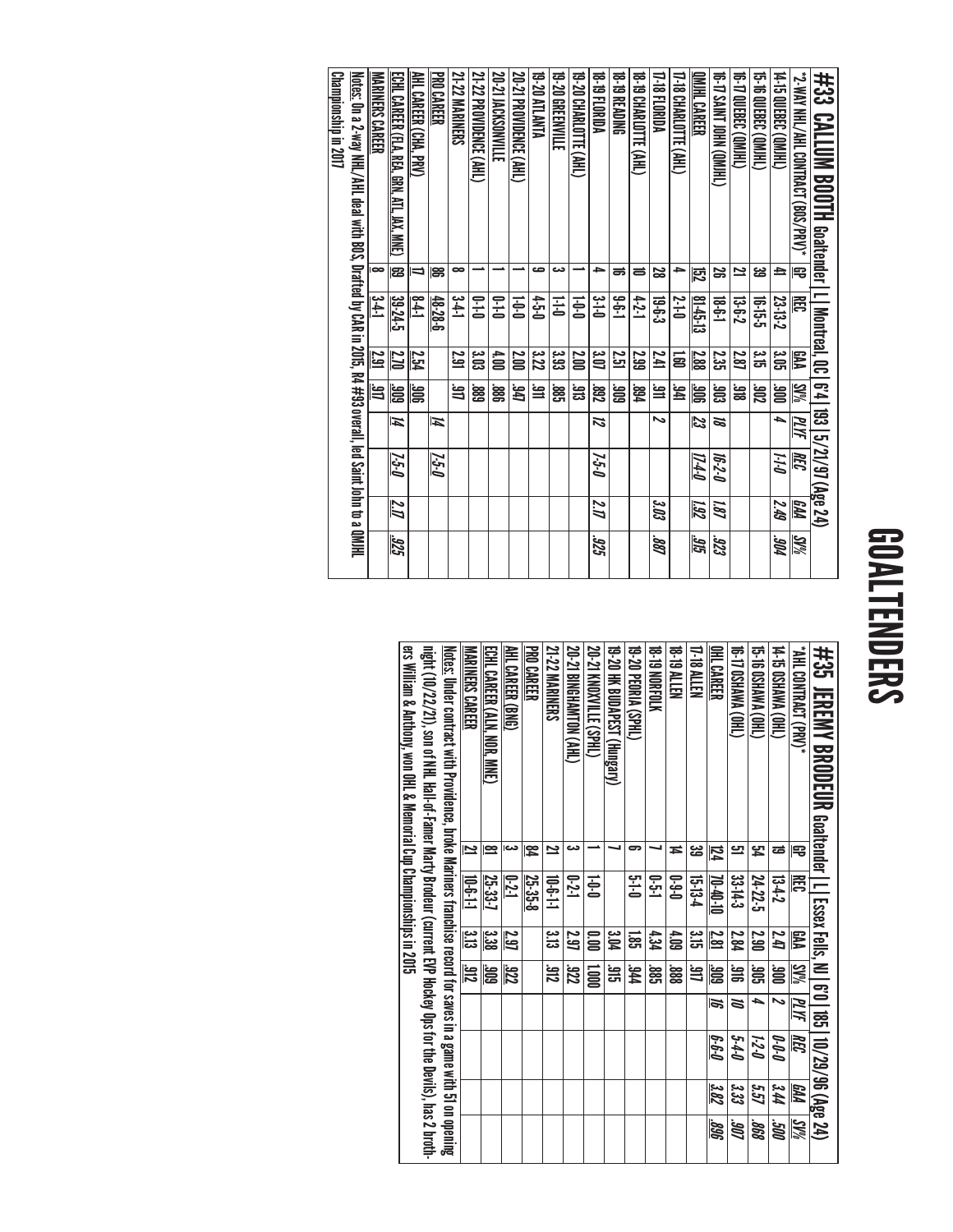# GOALTENDERS

## #33 CALLUM BOOTH Goaltender | L | Montreal, QC | 6'4 | 193 | 5/21/97 (Age 24)

| *2-WAY NHL/AHL CONTRACT (BOS/PRV)* | GP | REC | GAA | SV% | PLYF | REC | GAA | SV% |
|---|---|---|---|---|---|---|---|---|
| 14-15 QUEBEC (QMJHL) | 41 | 23-13-2 | 3.05 | .900 | 4 | 1-1-0 | 2.49 | .904 |
| 15-16 QUEBEC (QMJHL) | 39 | 16-15-5 | 3.15 | .902 | | | | |
| 16-17 QUEBEC (QMJHL) | 21 | 13-6-2 | 2.87 | .918 | | | | |
| 16-17 SAINT JOHN (QMJHL) | 26 | 18-6-1 | 2.35 | .903 | 18 | 16-2-0 | 1.87 | .923 |
| QMJHL CAREER | 152 | 81-45-13 | 2.88 | .906 | 23 | 17-4-0 | 1.92 | .915 |
| 17-18 CHARLOTTE (AHL) | 4 | 2-1-0 | 1.60 | .941 | | | | |
| 17-18 FLORIDA | 28 | 19-6-3 | 2.41 | .911 | 2 | | 3.03 | .887 |
| 18-19 CHARLOTTE (AHL) | 10 | 4-2-1 | 2.99 | .894 | | | | |
| 18-19 READING | 16 | 9-6-1 | 2.51 | .909 | | | | |
| 18-19 FLORIDA | 4 | 3-1-0 | 3.07 | .892 | 12 | 7-5-0 | 2.17 | .925 |
| 19-20 CHARLOTTE (AHL) | 1 | 1-0-0 | 2.00 | .913 | | | | |
| 19-20 GREENVILLE | 3 | 1-1-0 | 3.93 | .885 | | | | |
| 19-20 ATLANTA | 9 | 4-5-0 | 3.22 | .911 | | | | |
| 20-21 PROVIDENCE (AHL) | 1 | 1-0-0 | 2.00 | .947 | | | | |
| 20-21 JACKSONVILLE | 1 | 0-1-0 | 4.00 | .886 | | | | |
| 21-22 PROVIDENCE (AHL) | 1 | 0-1-0 | 3.03 | .889 | | | | |
| 21-22 MARINERS | 8 | 3-4-1 | 2.91 | .917 | | | | |
| PRO CAREER | 86 | 48-28-6 | | | 14 | 7-5-0 | | |
| AHL CAREER (CHA, PRV) | 17 | 8-4-1 | 2.54 | .906 | | | | |
| ECHL CAREER (FLA, REA, GRN, ATL, JAX, MNE) | 69 | 39-24-5 | 2.70 | .909 | 14 | 7-5-0 | 2.17 | .925 |
| MARINERS CAREER | 8 | 3-4-1 | 2.91 | .917 | | | | |

Notes: On a 2-way NHL/AHL deal with BOS, Drafted by CAR in 2015, R4 #93 overall, led Saint John to a QMJHL Championship in 2017

## #35 JEREMY BRODEUR Goaltender | L | Essex Fells, NJ | 6'0 | 185 | 10/29/96 (Age 24)

| *AHL CONTRACT (PRV)* | GP | REC | GAA | SV% | PLYF | REC | GAA | SV% |
|---|---|---|---|---|---|---|---|---|
| 14-15 OSHAWA (OHL) | 19 | 13-4-2 | 2.47 | .900 | 2 | 0-0-0 | 3.44 | .500 |
| 15-16 OSHAWA (OHL) | 54 | 24-22-5 | 2.90 | .905 | 4 | 1-2-0 | 5.57 | .868 |
| 16-17 OSHAWA (OHL) | 51 | 33-14-3 | 2.84 | .916 | 10 | 5-4-0 | 3.33 | .907 |
| OHL CAREER | 124 | 70-40-10 | 2.81 | .909 | 16 | 6-6-0 | 3.82 | .896 |
| 17-18 ALLEN | 39 | 15-13-4 | 3.15 | .917 | | | | |
| 18-19 ALLEN | 14 | 0-9-0 | 4.09 | .888 | | | | |
| 18-19 NORFOLK | 7 | 0-5-1 | 4.34 | .885 | | | | |
| 19-20 PEORIA (SPHL) | 6 | 5-1-0 | 1.85 | .944 | | | | |
| 19-20 HK BUDAPEST (Hungary) | 7 | | 3.04 | .915 | | | | |
| 20-21 KNOXVILLE (SPHL) | 1 | 1-0-0 | 0.00 | 1.000 | | | | |
| 20-21 BINGHAMTON (AHL) | 3 | 0-2-1 | 2.97 | .922 | | | | |
| 21-22 MARINERS | 21 | 10-6-1-1 | 3.13 | .912 | | | | |
| PRO CAREER | 84 | 25-35-8 | | | | | | |
| AHL CAREER (BNG) | 3 | 0-2-1 | 2.97 | .922 | | | | |
| ECHL CAREER (ALN, NOR, MNE) | 81 | 25-33-7 | 3.38 | .909 | | | | |
| MARINERS CAREER | 21 | 10-6-1-1 | 3.13 | .912 | | | | |

Notes: Under contract with Providence, broke Mariners franchise record for saves in a game with 51 on opening night (10/22/21), son of NHL Hall-of-Famer Marty Brodeur (current EVP Hockey Ops for the Devils), has 2 brothers William & Anthony, won OHL & Memorial Cup Championships in 2015